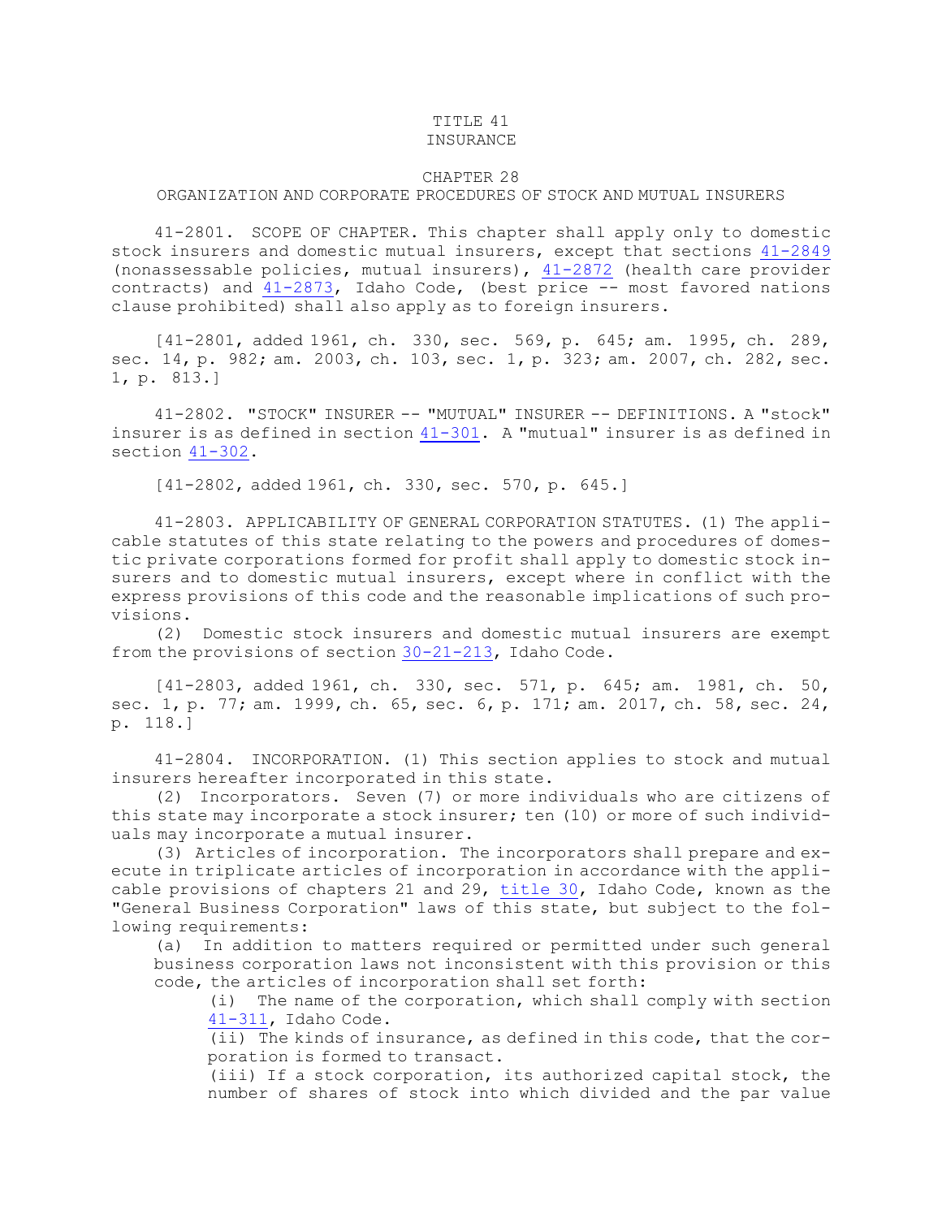# TITLE 41
# INSURANCE

## CHAPTER 28
## ORGANIZATION AND CORPORATE PROCEDURES OF STOCK AND MUTUAL INSURERS

41-2801. SCOPE OF CHAPTER. This chapter shall apply only to domestic stock insurers and domestic mutual insurers, except that sections 41-2849 (nonassessable policies, mutual insurers), 41-2872 (health care provider contracts) and 41-2873, Idaho Code, (best price -- most favored nations clause prohibited) shall also apply as to foreign insurers.

[41-2801, added 1961, ch. 330, sec. 569, p. 645; am. 1995, ch. 289, sec. 14, p. 982; am. 2003, ch. 103, sec. 1, p. 323; am. 2007, ch. 282, sec. 1, p. 813.]

41-2802. "STOCK" INSURER -- "MUTUAL" INSURER -- DEFINITIONS. A "stock" insurer is as defined in section 41-301. A "mutual" insurer is as defined in section 41-302.

[41-2802, added 1961, ch. 330, sec. 570, p. 645.]

41-2803. APPLICABILITY OF GENERAL CORPORATION STATUTES. (1) The applicable statutes of this state relating to the powers and procedures of domestic private corporations formed for profit shall apply to domestic stock insurers and to domestic mutual insurers, except where in conflict with the express provisions of this code and the reasonable implications of such provisions.

(2) Domestic stock insurers and domestic mutual insurers are exempt from the provisions of section 30-21-213, Idaho Code.

[41-2803, added 1961, ch. 330, sec. 571, p. 645; am. 1981, ch. 50, sec. 1, p. 77; am. 1999, ch. 65, sec. 6, p. 171; am. 2017, ch. 58, sec. 24, p. 118.]

41-2804. INCORPORATION. (1) This section applies to stock and mutual insurers hereafter incorporated in this state.

(2) Incorporators. Seven (7) or more individuals who are citizens of this state may incorporate a stock insurer; ten (10) or more of such individuals may incorporate a mutual insurer.

(3) Articles of incorporation. The incorporators shall prepare and execute in triplicate articles of incorporation in accordance with the applicable provisions of chapters 21 and 29, title 30, Idaho Code, known as the "General Business Corporation" laws of this state, but subject to the following requirements:

(a) In addition to matters required or permitted under such general business corporation laws not inconsistent with this provision or this code, the articles of incorporation shall set forth:

(i) The name of the corporation, which shall comply with section 41-311, Idaho Code.

(ii) The kinds of insurance, as defined in this code, that the corporation is formed to transact.

(iii) If a stock corporation, its authorized capital stock, the number of shares of stock into which divided and the par value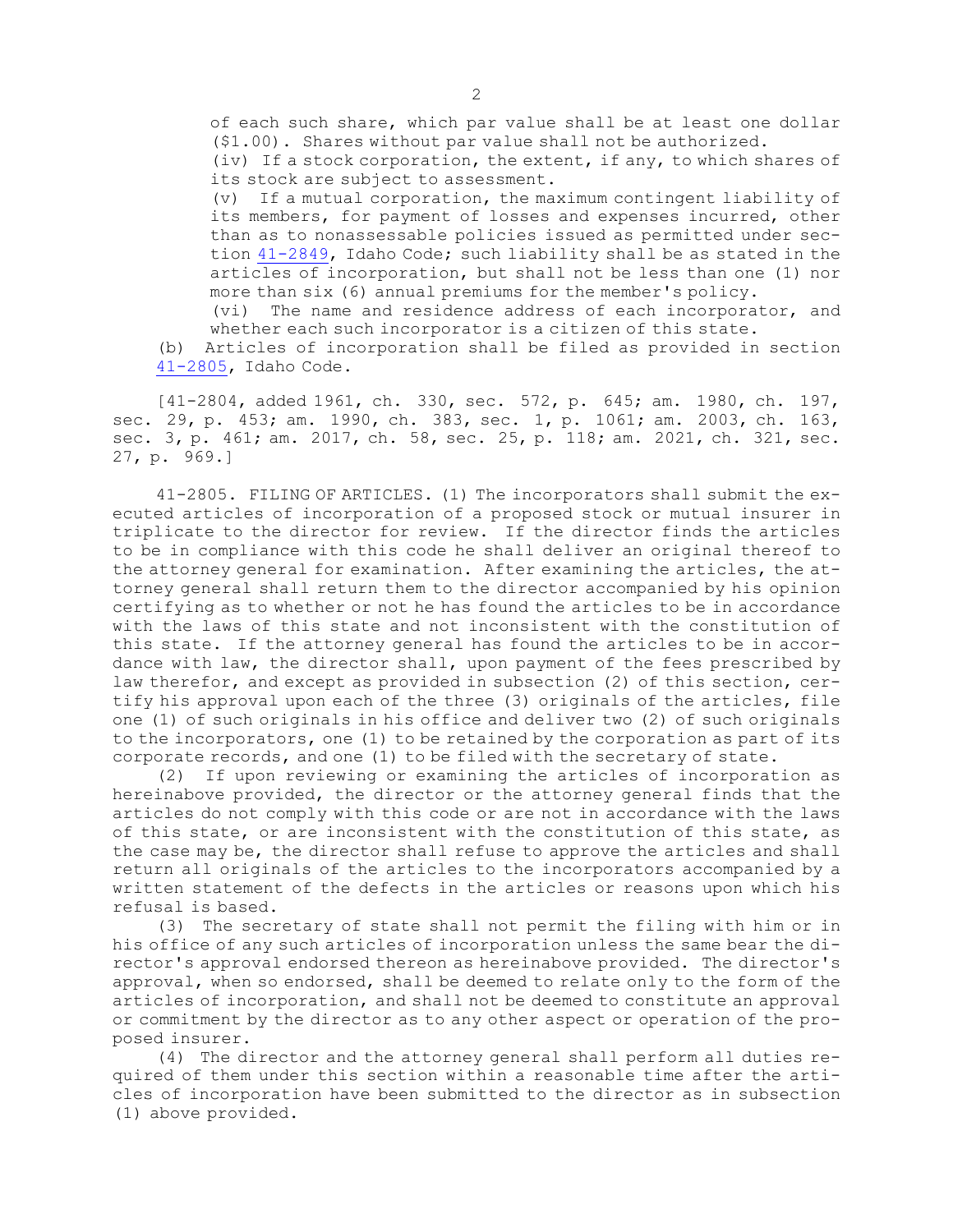of each such share, which par value shall be at least one dollar ($1.00). Shares without par value shall not be authorized.

(iv) If a stock corporation, the extent, if any, to which shares of its stock are subject to assessment.

(v) If a mutual corporation, the maximum contingent liability of its members, for payment of losses and expenses incurred, other than as to nonassessable policies issued as permitted under section 41-2849, Idaho Code; such liability shall be as stated in the articles of incorporation, but shall not be less than one (1) nor more than six (6) annual premiums for the member's policy.

(vi) The name and residence address of each incorporator, and whether each such incorporator is a citizen of this state.

(b) Articles of incorporation shall be filed as provided in section 41-2805, Idaho Code.

[41-2804, added 1961, ch. 330, sec. 572, p. 645; am. 1980, ch. 197, sec. 29, p. 453; am. 1990, ch. 383, sec. 1, p. 1061; am. 2003, ch. 163, sec. 3, p. 461; am. 2017, ch. 58, sec. 25, p. 118; am. 2021, ch. 321, sec. 27, p. 969.]

41-2805. FILING OF ARTICLES. (1) The incorporators shall submit the executed articles of incorporation of a proposed stock or mutual insurer in triplicate to the director for review. If the director finds the articles to be in compliance with this code he shall deliver an original thereof to the attorney general for examination. After examining the articles, the attorney general shall return them to the director accompanied by his opinion certifying as to whether or not he has found the articles to be in accordance with the laws of this state and not inconsistent with the constitution of this state. If the attorney general has found the articles to be in accordance with law, the director shall, upon payment of the fees prescribed by law therefor, and except as provided in subsection (2) of this section, certify his approval upon each of the three (3) originals of the articles, file one (1) of such originals in his office and deliver two (2) of such originals to the incorporators, one (1) to be retained by the corporation as part of its corporate records, and one (1) to be filed with the secretary of state.

(2) If upon reviewing or examining the articles of incorporation as hereinabove provided, the director or the attorney general finds that the articles do not comply with this code or are not in accordance with the laws of this state, or are inconsistent with the constitution of this state, as the case may be, the director shall refuse to approve the articles and shall return all originals of the articles to the incorporators accompanied by a written statement of the defects in the articles or reasons upon which his refusal is based.

(3) The secretary of state shall not permit the filing with him or in his office of any such articles of incorporation unless the same bear the director's approval endorsed thereon as hereinabove provided. The director's approval, when so endorsed, shall be deemed to relate only to the form of the articles of incorporation, and shall not be deemed to constitute an approval or commitment by the director as to any other aspect or operation of the proposed insurer.

(4) The director and the attorney general shall perform all duties required of them under this section within a reasonable time after the articles of incorporation have been submitted to the director as in subsection (1) above provided.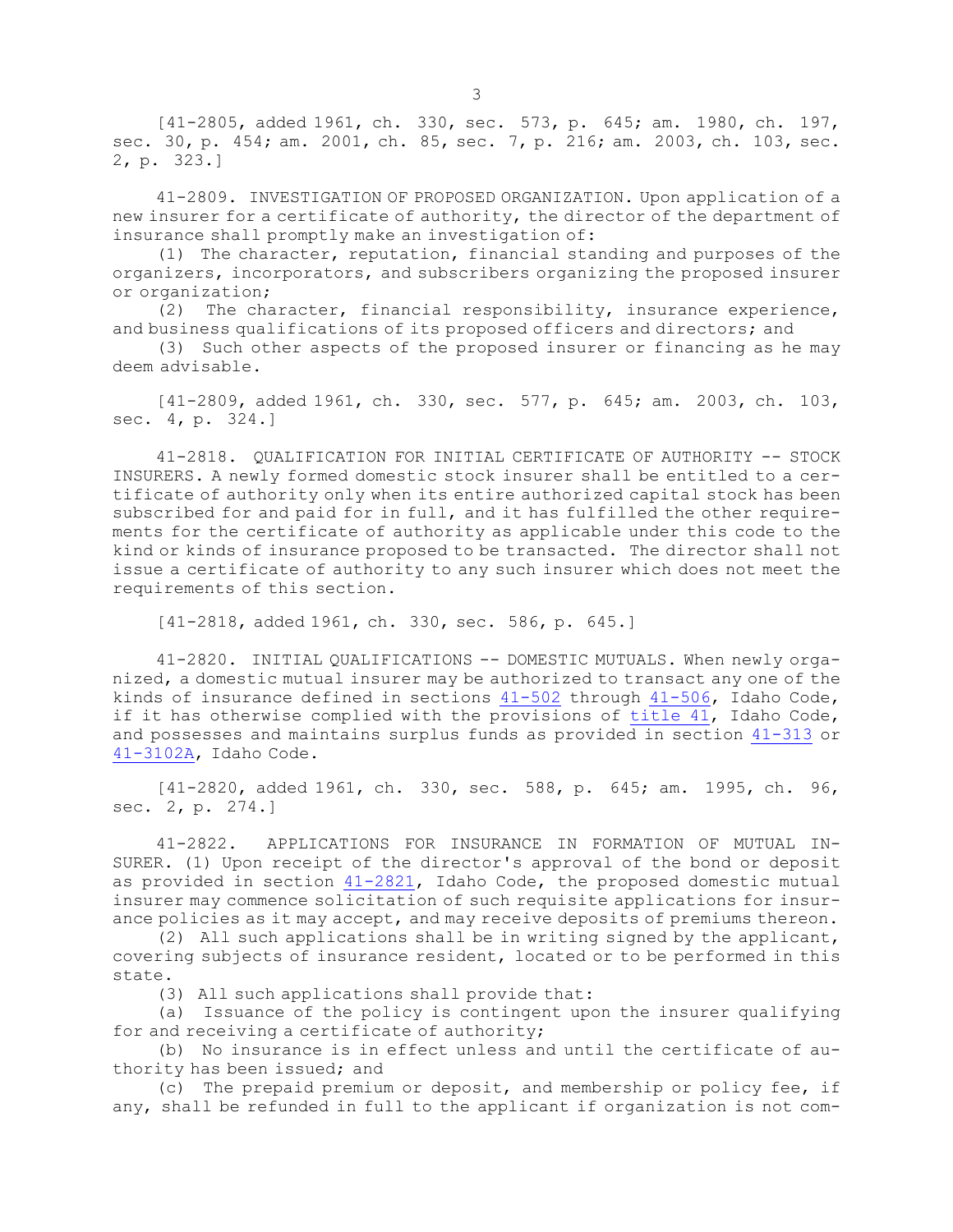[41-2805, added 1961, ch. 330, sec. 573, p. 645; am. 1980, ch. 197, sec. 30, p. 454; am. 2001, ch. 85, sec. 7, p. 216; am. 2003, ch. 103, sec. 2, p. 323.]

41-2809. INVESTIGATION OF PROPOSED ORGANIZATION. Upon application of a new insurer for a certificate of authority, the director of the department of insurance shall promptly make an investigation of:

(1) The character, reputation, financial standing and purposes of the organizers, incorporators, and subscribers organizing the proposed insurer or organization;

(2) The character, financial responsibility, insurance experience, and business qualifications of its proposed officers and directors; and

(3) Such other aspects of the proposed insurer or financing as he may deem advisable.

[41-2809, added 1961, ch. 330, sec. 577, p. 645; am. 2003, ch. 103, sec. 4, p. 324.]

41-2818. QUALIFICATION FOR INITIAL CERTIFICATE OF AUTHORITY -- STOCK INSURERS. A newly formed domestic stock insurer shall be entitled to a certificate of authority only when its entire authorized capital stock has been subscribed for and paid for in full, and it has fulfilled the other requirements for the certificate of authority as applicable under this code to the kind or kinds of insurance proposed to be transacted. The director shall not issue a certificate of authority to any such insurer which does not meet the requirements of this section.

[41-2818, added 1961, ch. 330, sec. 586, p. 645.]

41-2820. INITIAL QUALIFICATIONS -- DOMESTIC MUTUALS. When newly organized, a domestic mutual insurer may be authorized to transact any one of the kinds of insurance defined in sections 41-502 through 41-506, Idaho Code, if it has otherwise complied with the provisions of title 41, Idaho Code, and possesses and maintains surplus funds as provided in section 41-313 or 41-3102A, Idaho Code.

[41-2820, added 1961, ch. 330, sec. 588, p. 645; am. 1995, ch. 96, sec. 2, p. 274.]

41-2822. APPLICATIONS FOR INSURANCE IN FORMATION OF MUTUAL INSURER. (1) Upon receipt of the director's approval of the bond or deposit as provided in section 41-2821, Idaho Code, the proposed domestic mutual insurer may commence solicitation of such requisite applications for insurance policies as it may accept, and may receive deposits of premiums thereon.

(2) All such applications shall be in writing signed by the applicant, covering subjects of insurance resident, located or to be performed in this state.

(3) All such applications shall provide that:

(a) Issuance of the policy is contingent upon the insurer qualifying for and receiving a certificate of authority;

(b) No insurance is in effect unless and until the certificate of authority has been issued; and

(c) The prepaid premium or deposit, and membership or policy fee, if any, shall be refunded in full to the applicant if organization is not com-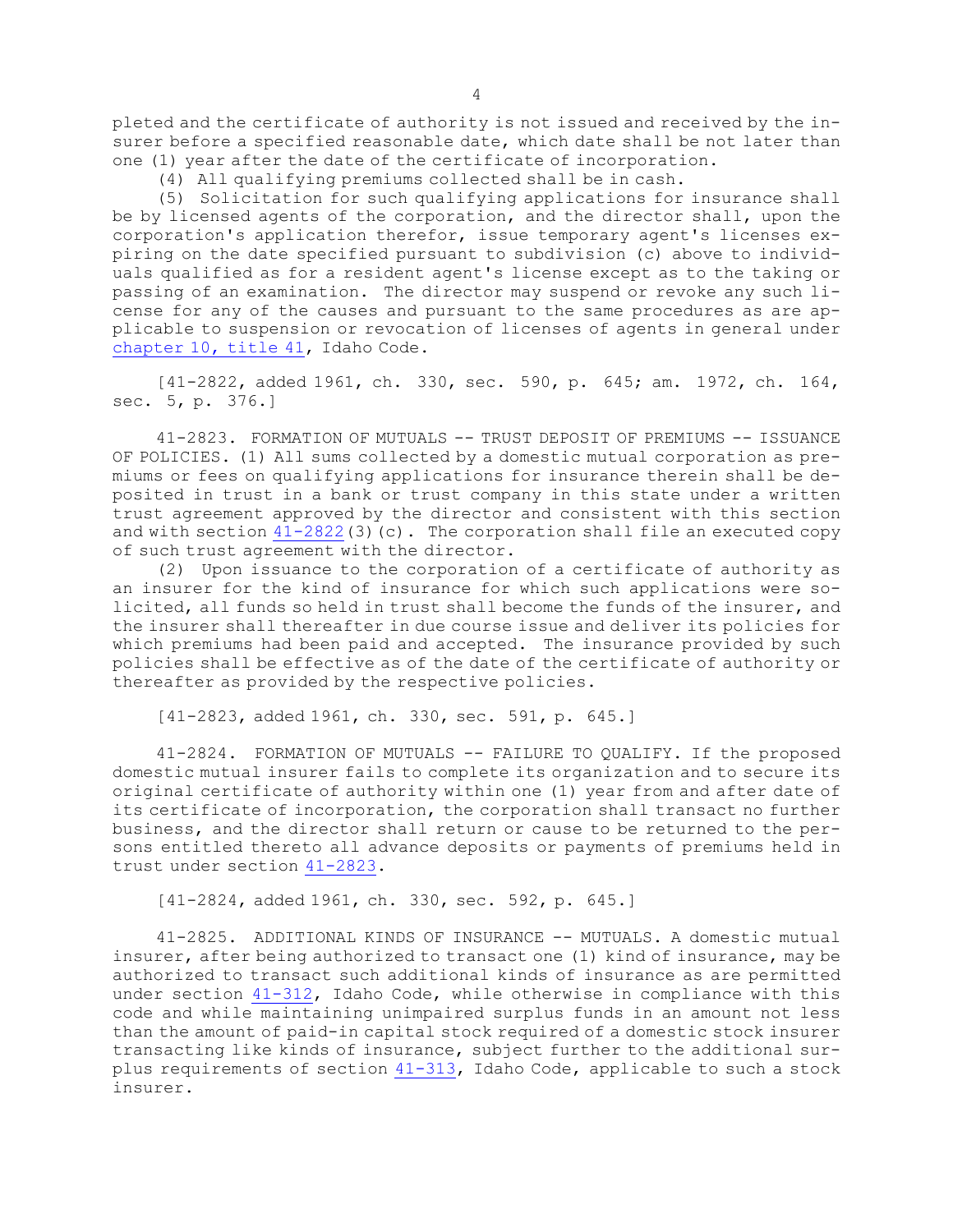pleted and the certificate of authority is not issued and received by the insurer before a specified reasonable date, which date shall be not later than one (1) year after the date of the certificate of incorporation.

(4) All qualifying premiums collected shall be in cash.

(5) Solicitation for such qualifying applications for insurance shall be by licensed agents of the corporation, and the director shall, upon the corporation's application therefor, issue temporary agent's licenses expiring on the date specified pursuant to subdivision (c) above to individuals qualified as for a resident agent's license except as to the taking or passing of an examination. The director may suspend or revoke any such license for any of the causes and pursuant to the same procedures as are applicable to suspension or revocation of licenses of agents in general under chapter 10, title 41, Idaho Code.

[41-2822, added 1961, ch. 330, sec. 590, p. 645; am. 1972, ch. 164, sec. 5, p. 376.]

41-2823. FORMATION OF MUTUALS -- TRUST DEPOSIT OF PREMIUMS -- ISSUANCE OF POLICIES. (1) All sums collected by a domestic mutual corporation as premiums or fees on qualifying applications for insurance therein shall be deposited in trust in a bank or trust company in this state under a written trust agreement approved by the director and consistent with this section and with section 41-2822(3)(c). The corporation shall file an executed copy of such trust agreement with the director.

(2) Upon issuance to the corporation of a certificate of authority as an insurer for the kind of insurance for which such applications were solicited, all funds so held in trust shall become the funds of the insurer, and the insurer shall thereafter in due course issue and deliver its policies for which premiums had been paid and accepted. The insurance provided by such policies shall be effective as of the date of the certificate of authority or thereafter as provided by the respective policies.

[41-2823, added 1961, ch. 330, sec. 591, p. 645.]

41-2824. FORMATION OF MUTUALS -- FAILURE TO QUALIFY. If the proposed domestic mutual insurer fails to complete its organization and to secure its original certificate of authority within one (1) year from and after date of its certificate of incorporation, the corporation shall transact no further business, and the director shall return or cause to be returned to the persons entitled thereto all advance deposits or payments of premiums held in trust under section 41-2823.

[41-2824, added 1961, ch. 330, sec. 592, p. 645.]

41-2825. ADDITIONAL KINDS OF INSURANCE -- MUTUALS. A domestic mutual insurer, after being authorized to transact one (1) kind of insurance, may be authorized to transact such additional kinds of insurance as are permitted under section 41-312, Idaho Code, while otherwise in compliance with this code and while maintaining unimpaired surplus funds in an amount not less than the amount of paid-in capital stock required of a domestic stock insurer transacting like kinds of insurance, subject further to the additional surplus requirements of section 41-313, Idaho Code, applicable to such a stock insurer.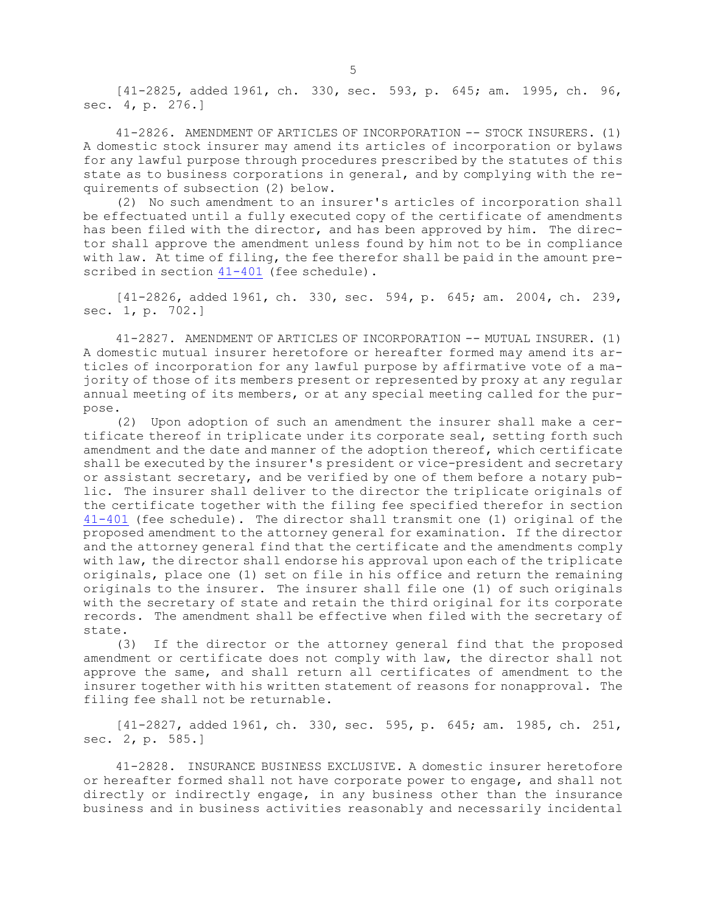[41-2825, added 1961, ch. 330, sec. 593, p. 645; am. 1995, ch. 96, sec. 4, p. 276.]

41-2826. AMENDMENT OF ARTICLES OF INCORPORATION -- STOCK INSURERS. (1) A domestic stock insurer may amend its articles of incorporation or bylaws for any lawful purpose through procedures prescribed by the statutes of this state as to business corporations in general, and by complying with the requirements of subsection (2) below.

(2) No such amendment to an insurer's articles of incorporation shall be effectuated until a fully executed copy of the certificate of amendments has been filed with the director, and has been approved by him. The director shall approve the amendment unless found by him not to be in compliance with law. At time of filing, the fee therefor shall be paid in the amount prescribed in section 41-401 (fee schedule).

[41-2826, added 1961, ch. 330, sec. 594, p. 645; am. 2004, ch. 239, sec. 1, p. 702.]

41-2827. AMENDMENT OF ARTICLES OF INCORPORATION -- MUTUAL INSURER. (1) A domestic mutual insurer heretofore or hereafter formed may amend its articles of incorporation for any lawful purpose by affirmative vote of a majority of those of its members present or represented by proxy at any regular annual meeting of its members, or at any special meeting called for the purpose.

(2) Upon adoption of such an amendment the insurer shall make a certificate thereof in triplicate under its corporate seal, setting forth such amendment and the date and manner of the adoption thereof, which certificate shall be executed by the insurer's president or vice-president and secretary or assistant secretary, and be verified by one of them before a notary public. The insurer shall deliver to the director the triplicate originals of the certificate together with the filing fee specified therefor in section 41-401 (fee schedule). The director shall transmit one (1) original of the proposed amendment to the attorney general for examination. If the director and the attorney general find that the certificate and the amendments comply with law, the director shall endorse his approval upon each of the triplicate originals, place one (1) set on file in his office and return the remaining originals to the insurer. The insurer shall file one (1) of such originals with the secretary of state and retain the third original for its corporate records. The amendment shall be effective when filed with the secretary of state.

(3) If the director or the attorney general find that the proposed amendment or certificate does not comply with law, the director shall not approve the same, and shall return all certificates of amendment to the insurer together with his written statement of reasons for nonapproval. The filing fee shall not be returnable.

[41-2827, added 1961, ch. 330, sec. 595, p. 645; am. 1985, ch. 251, sec. 2, p. 585.]

41-2828. INSURANCE BUSINESS EXCLUSIVE. A domestic insurer heretofore or hereafter formed shall not have corporate power to engage, and shall not directly or indirectly engage, in any business other than the insurance business and in business activities reasonably and necessarily incidental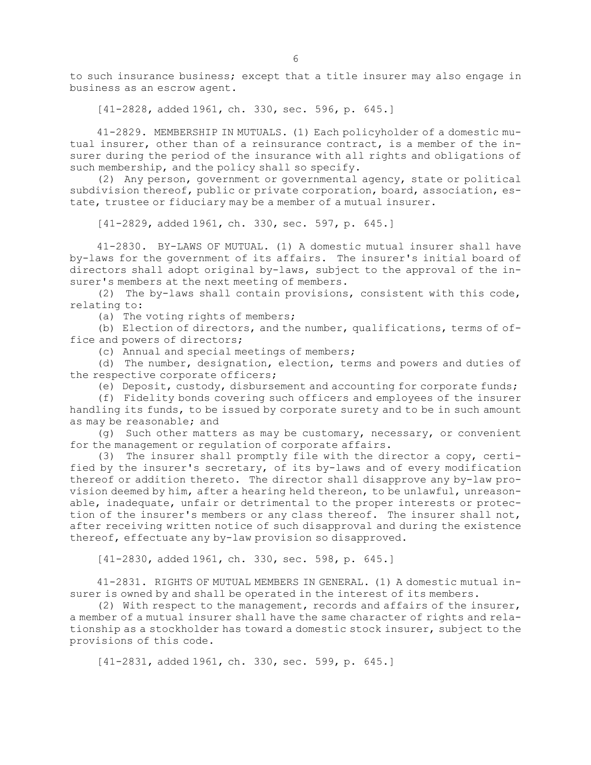to such insurance business; except that a title insurer may also engage in business as an escrow agent.

[41-2828, added 1961, ch. 330, sec. 596, p. 645.]

41-2829. MEMBERSHIP IN MUTUALS. (1) Each policyholder of a domestic mutual insurer, other than of a reinsurance contract, is a member of the insurer during the period of the insurance with all rights and obligations of such membership, and the policy shall so specify.

(2) Any person, government or governmental agency, state or political subdivision thereof, public or private corporation, board, association, estate, trustee or fiduciary may be a member of a mutual insurer.

[41-2829, added 1961, ch. 330, sec. 597, p. 645.]

41-2830. BY-LAWS OF MUTUAL. (1) A domestic mutual insurer shall have by-laws for the government of its affairs. The insurer's initial board of directors shall adopt original by-laws, subject to the approval of the insurer's members at the next meeting of members.

(2) The by-laws shall contain provisions, consistent with this code, relating to:

(a) The voting rights of members;

(b) Election of directors, and the number, qualifications, terms of office and powers of directors;

(c) Annual and special meetings of members;

(d) The number, designation, election, terms and powers and duties of the respective corporate officers;

(e) Deposit, custody, disbursement and accounting for corporate funds;

(f) Fidelity bonds covering such officers and employees of the insurer handling its funds, to be issued by corporate surety and to be in such amount as may be reasonable; and

(g) Such other matters as may be customary, necessary, or convenient for the management or regulation of corporate affairs.

(3) The insurer shall promptly file with the director a copy, certified by the insurer's secretary, of its by-laws and of every modification thereof or addition thereto. The director shall disapprove any by-law provision deemed by him, after a hearing held thereon, to be unlawful, unreasonable, inadequate, unfair or detrimental to the proper interests or protection of the insurer's members or any class thereof. The insurer shall not, after receiving written notice of such disapproval and during the existence thereof, effectuate any by-law provision so disapproved.

[41-2830, added 1961, ch. 330, sec. 598, p. 645.]

41-2831. RIGHTS OF MUTUAL MEMBERS IN GENERAL. (1) A domestic mutual insurer is owned by and shall be operated in the interest of its members.

(2) With respect to the management, records and affairs of the insurer, a member of a mutual insurer shall have the same character of rights and relationship as a stockholder has toward a domestic stock insurer, subject to the provisions of this code.

[41-2831, added 1961, ch. 330, sec. 599, p. 645.]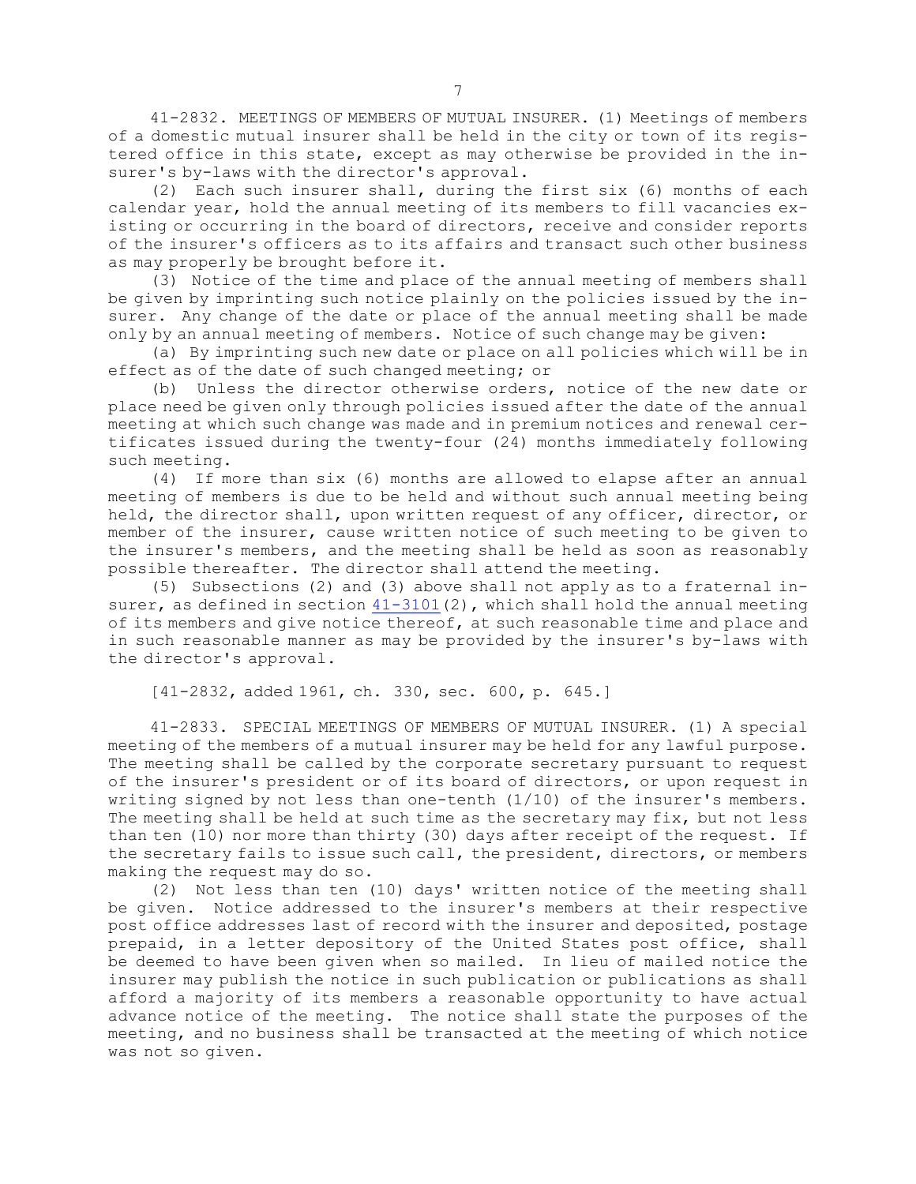41-2832. MEETINGS OF MEMBERS OF MUTUAL INSURER. (1) Meetings of members of a domestic mutual insurer shall be held in the city or town of its registered office in this state, except as may otherwise be provided in the insurer's by-laws with the director's approval.

(2) Each such insurer shall, during the first six (6) months of each calendar year, hold the annual meeting of its members to fill vacancies existing or occurring in the board of directors, receive and consider reports of the insurer's officers as to its affairs and transact such other business as may properly be brought before it.

(3) Notice of the time and place of the annual meeting of members shall be given by imprinting such notice plainly on the policies issued by the insurer. Any change of the date or place of the annual meeting shall be made only by an annual meeting of members. Notice of such change may be given:

(a) By imprinting such new date or place on all policies which will be in effect as of the date of such changed meeting; or

(b) Unless the director otherwise orders, notice of the new date or place need be given only through policies issued after the date of the annual meeting at which such change was made and in premium notices and renewal certificates issued during the twenty-four (24) months immediately following such meeting.

(4) If more than six (6) months are allowed to elapse after an annual meeting of members is due to be held and without such annual meeting being held, the director shall, upon written request of any officer, director, or member of the insurer, cause written notice of such meeting to be given to the insurer's members, and the meeting shall be held as soon as reasonably possible thereafter. The director shall attend the meeting.

(5) Subsections (2) and (3) above shall not apply as to a fraternal insurer, as defined in section 41-3101(2), which shall hold the annual meeting of its members and give notice thereof, at such reasonable time and place and in such reasonable manner as may be provided by the insurer's by-laws with the director's approval.

[41-2832, added 1961, ch. 330, sec. 600, p. 645.]

41-2833. SPECIAL MEETINGS OF MEMBERS OF MUTUAL INSURER. (1) A special meeting of the members of a mutual insurer may be held for any lawful purpose. The meeting shall be called by the corporate secretary pursuant to request of the insurer's president or of its board of directors, or upon request in writing signed by not less than one-tenth (1/10) of the insurer's members. The meeting shall be held at such time as the secretary may fix, but not less than ten (10) nor more than thirty (30) days after receipt of the request. If the secretary fails to issue such call, the president, directors, or members making the request may do so.

(2) Not less than ten (10) days' written notice of the meeting shall be given. Notice addressed to the insurer's members at their respective post office addresses last of record with the insurer and deposited, postage prepaid, in a letter depository of the United States post office, shall be deemed to have been given when so mailed. In lieu of mailed notice the insurer may publish the notice in such publication or publications as shall afford a majority of its members a reasonable opportunity to have actual advance notice of the meeting. The notice shall state the purposes of the meeting, and no business shall be transacted at the meeting of which notice was not so given.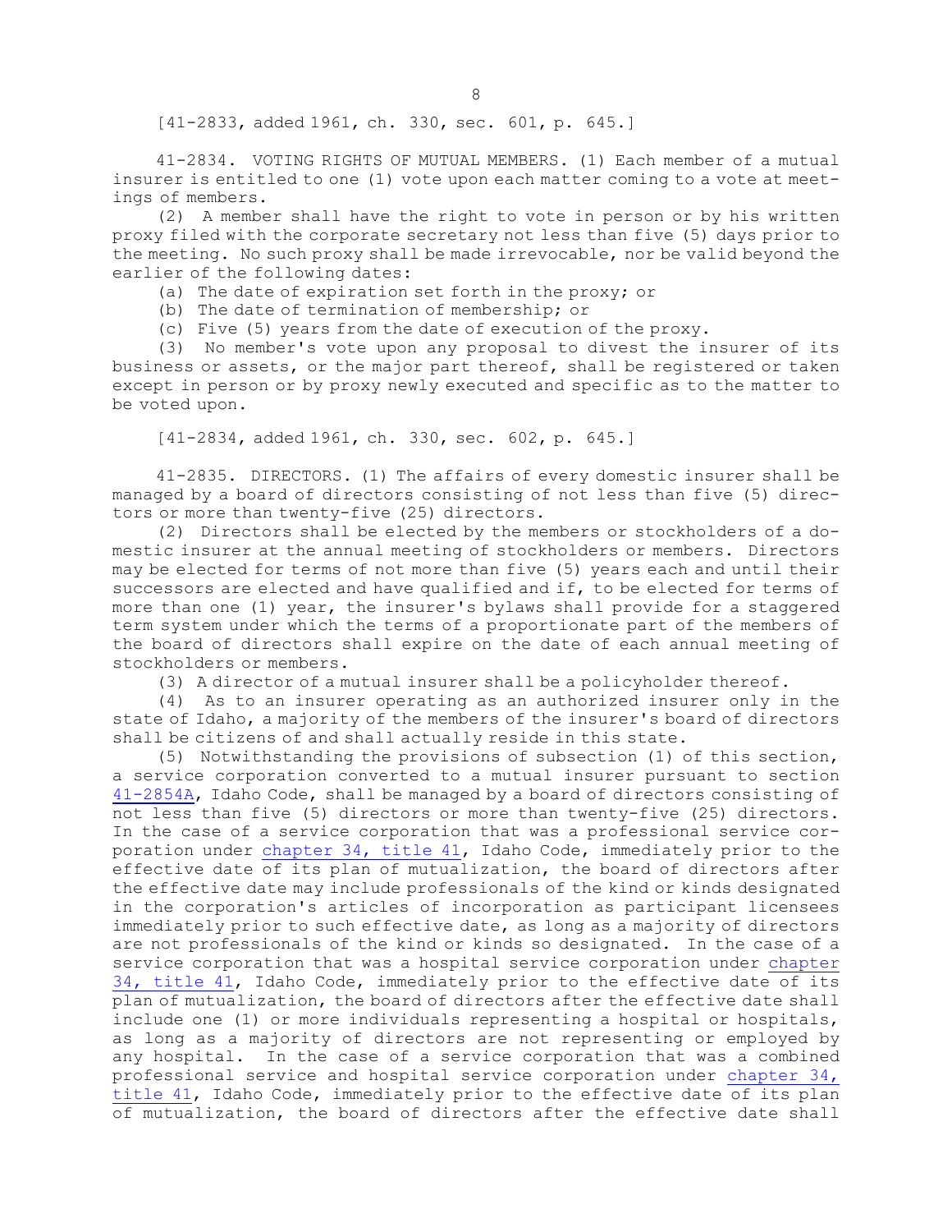[41-2833, added 1961, ch. 330, sec. 601, p. 645.]

41-2834. VOTING RIGHTS OF MUTUAL MEMBERS. (1) Each member of a mutual insurer is entitled to one (1) vote upon each matter coming to a vote at meetings of members.

(2) A member shall have the right to vote in person or by his written proxy filed with the corporate secretary not less than five (5) days prior to the meeting. No such proxy shall be made irrevocable, nor be valid beyond the earlier of the following dates:

(a) The date of expiration set forth in the proxy; or

(b) The date of termination of membership; or

(c) Five (5) years from the date of execution of the proxy.

(3) No member's vote upon any proposal to divest the insurer of its business or assets, or the major part thereof, shall be registered or taken except in person or by proxy newly executed and specific as to the matter to be voted upon.

[41-2834, added 1961, ch. 330, sec. 602, p. 645.]

41-2835. DIRECTORS. (1) The affairs of every domestic insurer shall be managed by a board of directors consisting of not less than five (5) directors or more than twenty-five (25) directors.

(2) Directors shall be elected by the members or stockholders of a domestic insurer at the annual meeting of stockholders or members. Directors may be elected for terms of not more than five (5) years each and until their successors are elected and have qualified and if, to be elected for terms of more than one (1) year, the insurer's bylaws shall provide for a staggered term system under which the terms of a proportionate part of the members of the board of directors shall expire on the date of each annual meeting of stockholders or members.

(3) A director of a mutual insurer shall be a policyholder thereof.

(4) As to an insurer operating as an authorized insurer only in the state of Idaho, a majority of the members of the insurer's board of directors shall be citizens of and shall actually reside in this state.

(5) Notwithstanding the provisions of subsection (1) of this section, a service corporation converted to a mutual insurer pursuant to section 41-2854A, Idaho Code, shall be managed by a board of directors consisting of not less than five (5) directors or more than twenty-five (25) directors. In the case of a service corporation that was a professional service corporation under chapter 34, title 41, Idaho Code, immediately prior to the effective date of its plan of mutualization, the board of directors after the effective date may include professionals of the kind or kinds designated in the corporation's articles of incorporation as participant licensees immediately prior to such effective date, as long as a majority of directors are not professionals of the kind or kinds so designated. In the case of a service corporation that was a hospital service corporation under chapter 34, title 41, Idaho Code, immediately prior to the effective date of its plan of mutualization, the board of directors after the effective date shall include one (1) or more individuals representing a hospital or hospitals, as long as a majority of directors are not representing or employed by any hospital. In the case of a service corporation that was a combined professional service and hospital service corporation under chapter 34, title 41, Idaho Code, immediately prior to the effective date of its plan of mutualization, the board of directors after the effective date shall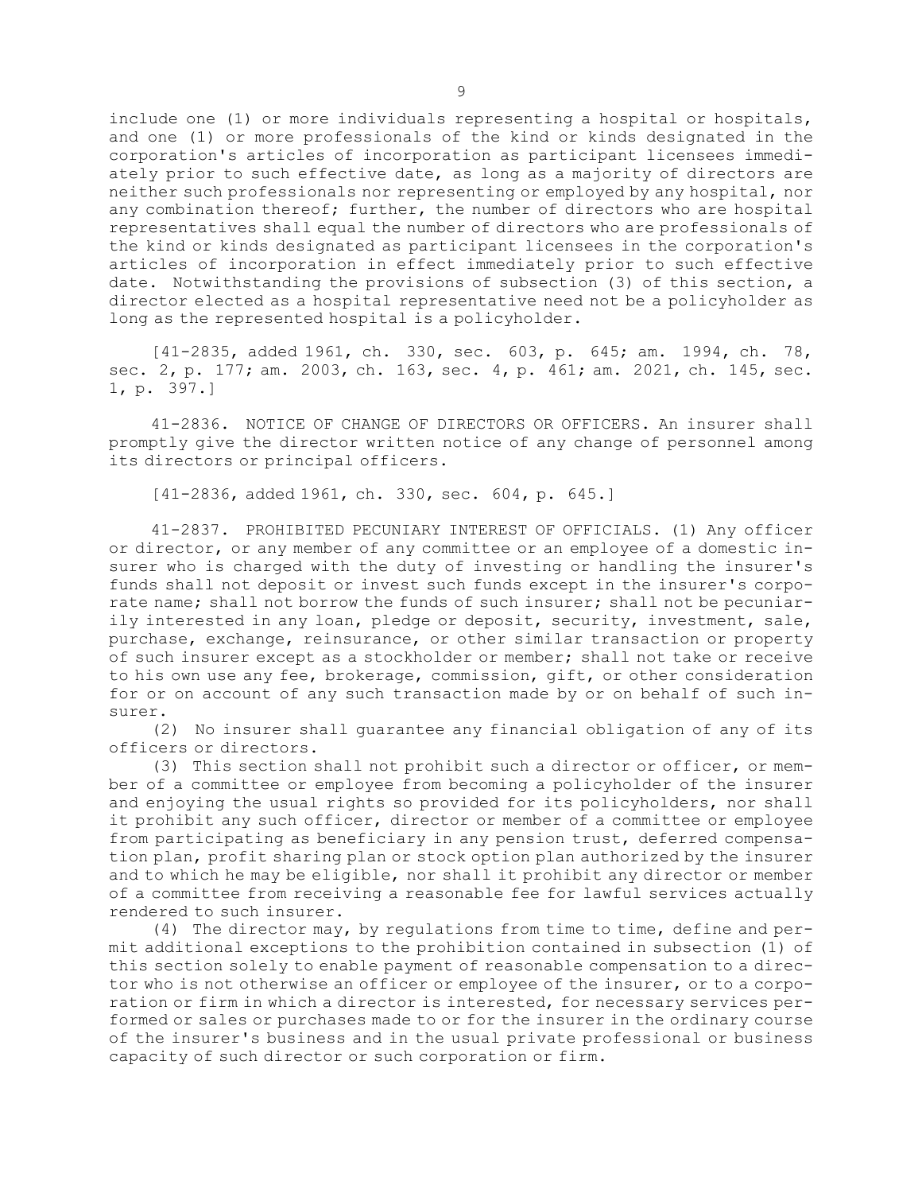include one (1) or more individuals representing a hospital or hospitals, and one (1) or more professionals of the kind or kinds designated in the corporation's articles of incorporation as participant licensees immediately prior to such effective date, as long as a majority of directors are neither such professionals nor representing or employed by any hospital, nor any combination thereof; further, the number of directors who are hospital representatives shall equal the number of directors who are professionals of the kind or kinds designated as participant licensees in the corporation's articles of incorporation in effect immediately prior to such effective date. Notwithstanding the provisions of subsection (3) of this section, a director elected as a hospital representative need not be a policyholder as long as the represented hospital is a policyholder.

[41-2835, added 1961, ch. 330, sec. 603, p. 645; am. 1994, ch. 78, sec. 2, p. 177; am. 2003, ch. 163, sec. 4, p. 461; am. 2021, ch. 145, sec. 1, p. 397.]

41-2836. NOTICE OF CHANGE OF DIRECTORS OR OFFICERS. An insurer shall promptly give the director written notice of any change of personnel among its directors or principal officers.

[41-2836, added 1961, ch. 330, sec. 604, p. 645.]

41-2837. PROHIBITED PECUNIARY INTEREST OF OFFICIALS. (1) Any officer or director, or any member of any committee or an employee of a domestic insurer who is charged with the duty of investing or handling the insurer's funds shall not deposit or invest such funds except in the insurer's corporate name; shall not borrow the funds of such insurer; shall not be pecuniarily interested in any loan, pledge or deposit, security, investment, sale, purchase, exchange, reinsurance, or other similar transaction or property of such insurer except as a stockholder or member; shall not take or receive to his own use any fee, brokerage, commission, gift, or other consideration for or on account of any such transaction made by or on behalf of such insurer.

(2) No insurer shall guarantee any financial obligation of any of its officers or directors.

(3) This section shall not prohibit such a director or officer, or member of a committee or employee from becoming a policyholder of the insurer and enjoying the usual rights so provided for its policyholders, nor shall it prohibit any such officer, director or member of a committee or employee from participating as beneficiary in any pension trust, deferred compensation plan, profit sharing plan or stock option plan authorized by the insurer and to which he may be eligible, nor shall it prohibit any director or member of a committee from receiving a reasonable fee for lawful services actually rendered to such insurer.

(4) The director may, by regulations from time to time, define and permit additional exceptions to the prohibition contained in subsection (1) of this section solely to enable payment of reasonable compensation to a director who is not otherwise an officer or employee of the insurer, or to a corporation or firm in which a director is interested, for necessary services performed or sales or purchases made to or for the insurer in the ordinary course of the insurer's business and in the usual private professional or business capacity of such director or such corporation or firm.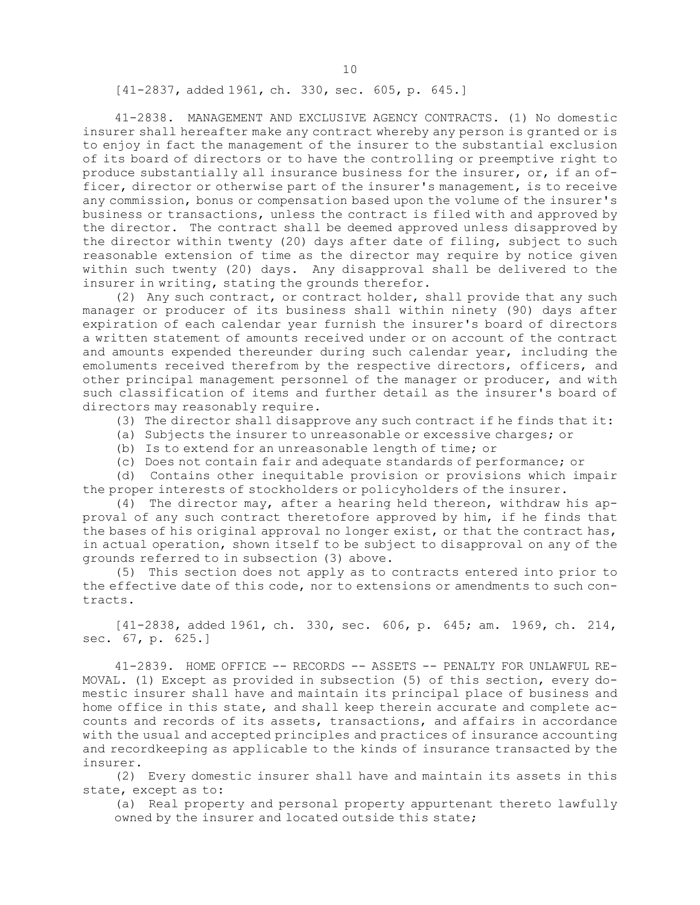[41-2837, added 1961, ch. 330, sec. 605, p. 645.]

41-2838. MANAGEMENT AND EXCLUSIVE AGENCY CONTRACTS. (1) No domestic insurer shall hereafter make any contract whereby any person is granted or is to enjoy in fact the management of the insurer to the substantial exclusion of its board of directors or to have the controlling or preemptive right to produce substantially all insurance business for the insurer, or, if an officer, director or otherwise part of the insurer's management, is to receive any commission, bonus or compensation based upon the volume of the insurer's business or transactions, unless the contract is filed with and approved by the director. The contract shall be deemed approved unless disapproved by the director within twenty (20) days after date of filing, subject to such reasonable extension of time as the director may require by notice given within such twenty (20) days. Any disapproval shall be delivered to the insurer in writing, stating the grounds therefor.

(2) Any such contract, or contract holder, shall provide that any such manager or producer of its business shall within ninety (90) days after expiration of each calendar year furnish the insurer's board of directors a written statement of amounts received under or on account of the contract and amounts expended thereunder during such calendar year, including the emoluments received therefrom by the respective directors, officers, and other principal management personnel of the manager or producer, and with such classification of items and further detail as the insurer's board of directors may reasonably require.

(3) The director shall disapprove any such contract if he finds that it:

(a) Subjects the insurer to unreasonable or excessive charges; or

(b) Is to extend for an unreasonable length of time; or

(c) Does not contain fair and adequate standards of performance; or

(d) Contains other inequitable provision or provisions which impair the proper interests of stockholders or policyholders of the insurer.

(4) The director may, after a hearing held thereon, withdraw his approval of any such contract theretofore approved by him, if he finds that the bases of his original approval no longer exist, or that the contract has, in actual operation, shown itself to be subject to disapproval on any of the grounds referred to in subsection (3) above.

(5) This section does not apply as to contracts entered into prior to the effective date of this code, nor to extensions or amendments to such contracts.

[41-2838, added 1961, ch. 330, sec. 606, p. 645; am. 1969, ch. 214, sec. 67, p. 625.]

41-2839. HOME OFFICE -- RECORDS -- ASSETS -- PENALTY FOR UNLAWFUL REMOVAL. (1) Except as provided in subsection (5) of this section, every domestic insurer shall have and maintain its principal place of business and home office in this state, and shall keep therein accurate and complete accounts and records of its assets, transactions, and affairs in accordance with the usual and accepted principles and practices of insurance accounting and recordkeeping as applicable to the kinds of insurance transacted by the insurer.

(2) Every domestic insurer shall have and maintain its assets in this state, except as to:

(a) Real property and personal property appurtenant thereto lawfully owned by the insurer and located outside this state;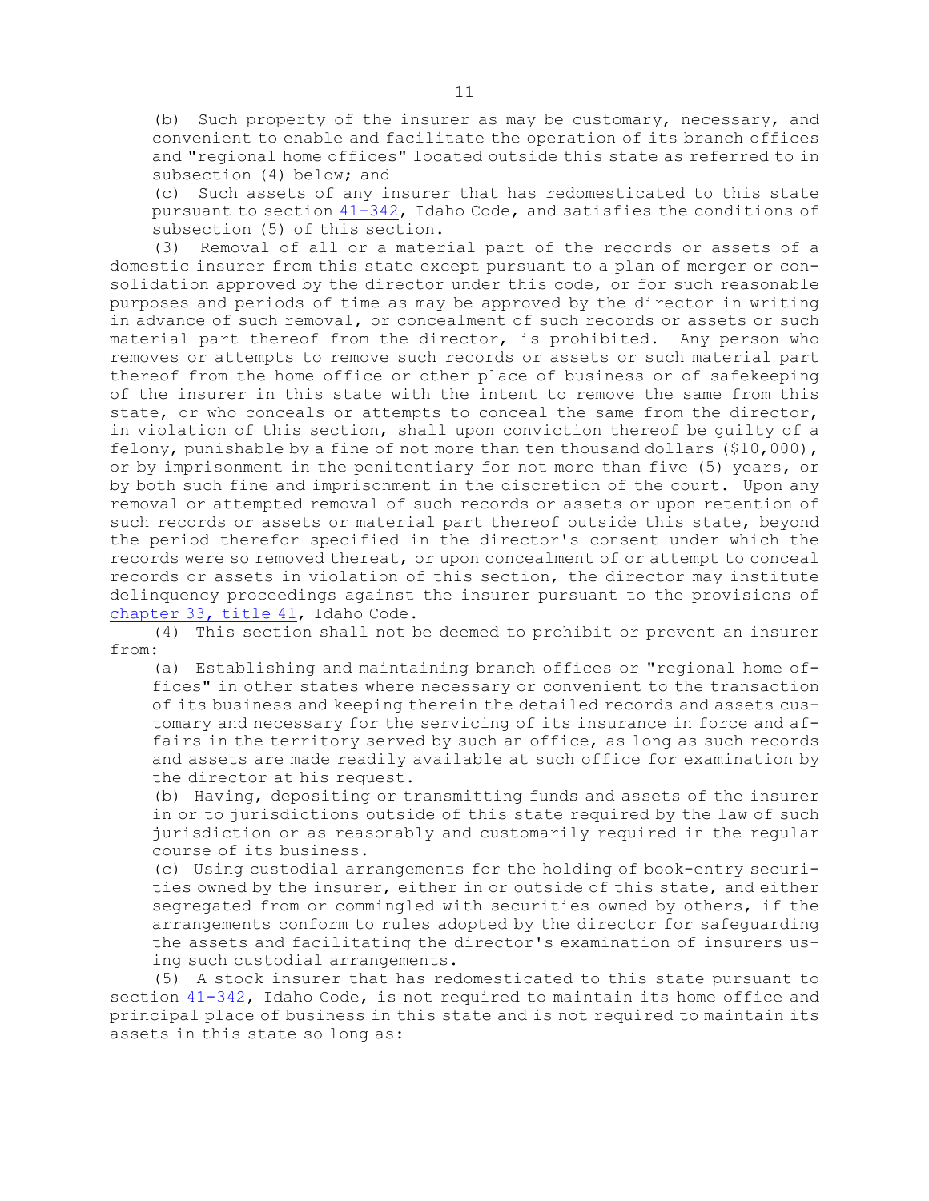(b) Such property of the insurer as may be customary, necessary, and convenient to enable and facilitate the operation of its branch offices and "regional home offices" located outside this state as referred to in subsection (4) below; and

(c) Such assets of any insurer that has redomesticated to this state pursuant to section 41-342, Idaho Code, and satisfies the conditions of subsection (5) of this section.

(3) Removal of all or a material part of the records or assets of a domestic insurer from this state except pursuant to a plan of merger or consolidation approved by the director under this code, or for such reasonable purposes and periods of time as may be approved by the director in writing in advance of such removal, or concealment of such records or assets or such material part thereof from the director, is prohibited. Any person who removes or attempts to remove such records or assets or such material part thereof from the home office or other place of business or of safekeeping of the insurer in this state with the intent to remove the same from this state, or who conceals or attempts to conceal the same from the director, in violation of this section, shall upon conviction thereof be guilty of a felony, punishable by a fine of not more than ten thousand dollars ($10,000), or by imprisonment in the penitentiary for not more than five (5) years, or by both such fine and imprisonment in the discretion of the court. Upon any removal or attempted removal of such records or assets or upon retention of such records or assets or material part thereof outside this state, beyond the period therefor specified in the director's consent under which the records were so removed thereat, or upon concealment of or attempt to conceal records or assets in violation of this section, the director may institute delinquency proceedings against the insurer pursuant to the provisions of chapter 33, title 41, Idaho Code.

(4) This section shall not be deemed to prohibit or prevent an insurer from:

(a) Establishing and maintaining branch offices or "regional home offices" in other states where necessary or convenient to the transaction of its business and keeping therein the detailed records and assets customary and necessary for the servicing of its insurance in force and affairs in the territory served by such an office, as long as such records and assets are made readily available at such office for examination by the director at his request.

(b) Having, depositing or transmitting funds and assets of the insurer in or to jurisdictions outside of this state required by the law of such jurisdiction or as reasonably and customarily required in the regular course of its business.

(c) Using custodial arrangements for the holding of book-entry securities owned by the insurer, either in or outside of this state, and either segregated from or commingled with securities owned by others, if the arrangements conform to rules adopted by the director for safeguarding the assets and facilitating the director's examination of insurers using such custodial arrangements.

(5) A stock insurer that has redomesticated to this state pursuant to section 41-342, Idaho Code, is not required to maintain its home office and principal place of business in this state and is not required to maintain its assets in this state so long as: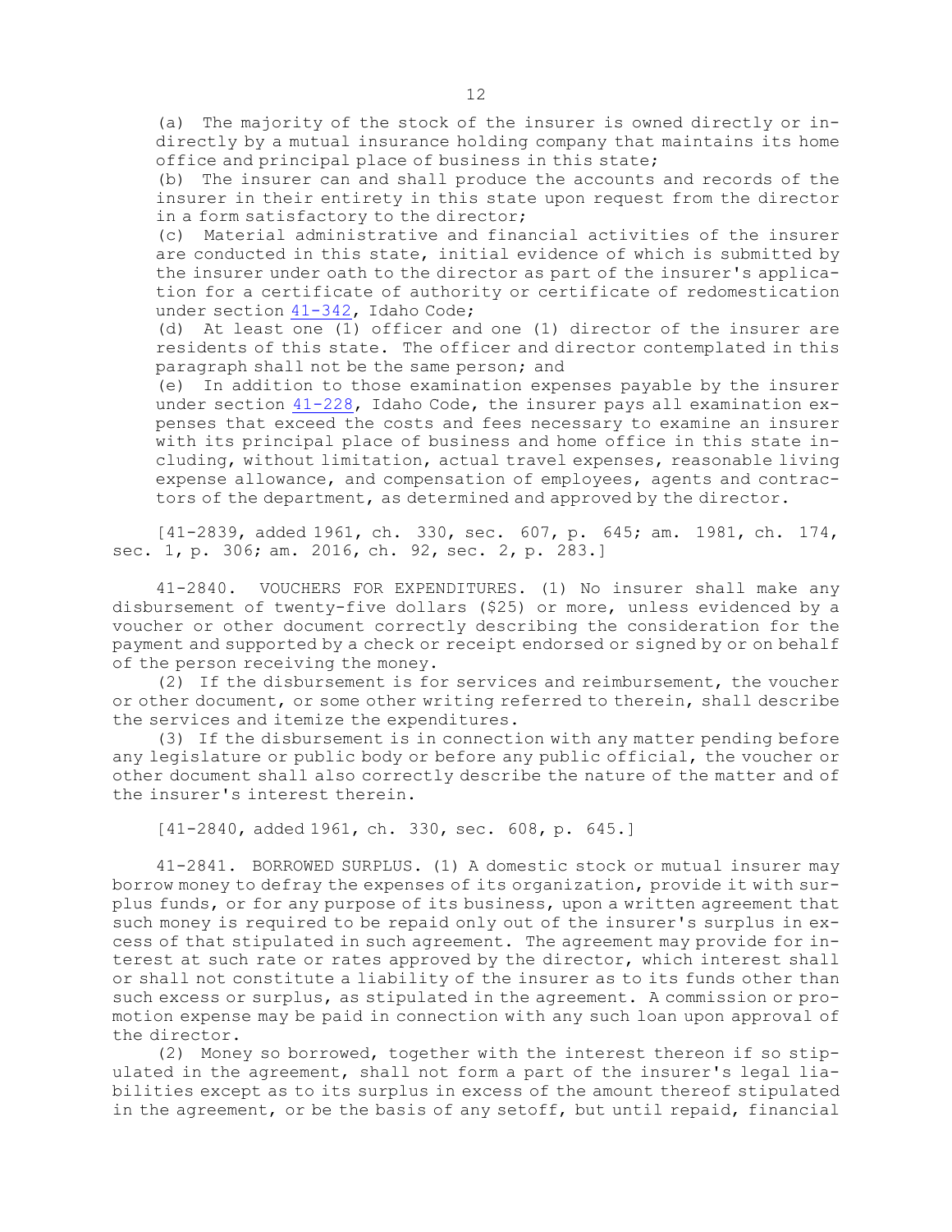(a) The majority of the stock of the insurer is owned directly or indirectly by a mutual insurance holding company that maintains its home office and principal place of business in this state;

(b) The insurer can and shall produce the accounts and records of the insurer in their entirety in this state upon request from the director in a form satisfactory to the director;

(c) Material administrative and financial activities of the insurer are conducted in this state, initial evidence of which is submitted by the insurer under oath to the director as part of the insurer's application for a certificate of authority or certificate of redomestication under section 41-342, Idaho Code;

(d) At least one (1) officer and one (1) director of the insurer are residents of this state. The officer and director contemplated in this paragraph shall not be the same person; and

(e) In addition to those examination expenses payable by the insurer under section 41-228, Idaho Code, the insurer pays all examination expenses that exceed the costs and fees necessary to examine an insurer with its principal place of business and home office in this state including, without limitation, actual travel expenses, reasonable living expense allowance, and compensation of employees, agents and contractors of the department, as determined and approved by the director.

[41-2839, added 1961, ch. 330, sec. 607, p. 645; am. 1981, ch. 174, sec. 1, p. 306; am. 2016, ch. 92, sec. 2, p. 283.]

41-2840. VOUCHERS FOR EXPENDITURES. (1) No insurer shall make any disbursement of twenty-five dollars ($25) or more, unless evidenced by a voucher or other document correctly describing the consideration for the payment and supported by a check or receipt endorsed or signed by or on behalf of the person receiving the money.

(2) If the disbursement is for services and reimbursement, the voucher or other document, or some other writing referred to therein, shall describe the services and itemize the expenditures.

(3) If the disbursement is in connection with any matter pending before any legislature or public body or before any public official, the voucher or other document shall also correctly describe the nature of the matter and of the insurer's interest therein.

[41-2840, added 1961, ch. 330, sec. 608, p. 645.]

41-2841. BORROWED SURPLUS. (1) A domestic stock or mutual insurer may borrow money to defray the expenses of its organization, provide it with surplus funds, or for any purpose of its business, upon a written agreement that such money is required to be repaid only out of the insurer's surplus in excess of that stipulated in such agreement. The agreement may provide for interest at such rate or rates approved by the director, which interest shall or shall not constitute a liability of the insurer as to its funds other than such excess or surplus, as stipulated in the agreement. A commission or promotion expense may be paid in connection with any such loan upon approval of the director.

(2) Money so borrowed, together with the interest thereon if so stipulated in the agreement, shall not form a part of the insurer's legal liabilities except as to its surplus in excess of the amount thereof stipulated in the agreement, or be the basis of any setoff, but until repaid, financial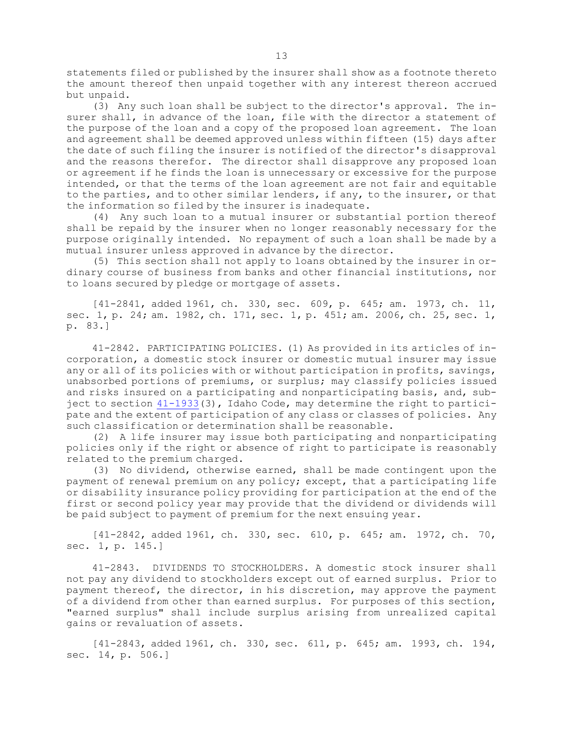statements filed or published by the insurer shall show as a footnote thereto the amount thereof then unpaid together with any interest thereon accrued but unpaid.

(3) Any such loan shall be subject to the director's approval. The insurer shall, in advance of the loan, file with the director a statement of the purpose of the loan and a copy of the proposed loan agreement. The loan and agreement shall be deemed approved unless within fifteen (15) days after the date of such filing the insurer is notified of the director's disapproval and the reasons therefor. The director shall disapprove any proposed loan or agreement if he finds the loan is unnecessary or excessive for the purpose intended, or that the terms of the loan agreement are not fair and equitable to the parties, and to other similar lenders, if any, to the insurer, or that the information so filed by the insurer is inadequate.

(4) Any such loan to a mutual insurer or substantial portion thereof shall be repaid by the insurer when no longer reasonably necessary for the purpose originally intended. No repayment of such a loan shall be made by a mutual insurer unless approved in advance by the director.

(5) This section shall not apply to loans obtained by the insurer in ordinary course of business from banks and other financial institutions, nor to loans secured by pledge or mortgage of assets.

[41-2841, added 1961, ch. 330, sec. 609, p. 645; am. 1973, ch. 11, sec. 1, p. 24; am. 1982, ch. 171, sec. 1, p. 451; am. 2006, ch. 25, sec. 1, p. 83.]

41-2842. PARTICIPATING POLICIES. (1) As provided in its articles of incorporation, a domestic stock insurer or domestic mutual insurer may issue any or all of its policies with or without participation in profits, savings, unabsorbed portions of premiums, or surplus; may classify policies issued and risks insured on a participating and nonparticipating basis, and, subject to section 41-1933(3), Idaho Code, may determine the right to participate and the extent of participation of any class or classes of policies. Any such classification or determination shall be reasonable.

(2) A life insurer may issue both participating and nonparticipating policies only if the right or absence of right to participate is reasonably related to the premium charged.

(3) No dividend, otherwise earned, shall be made contingent upon the payment of renewal premium on any policy; except, that a participating life or disability insurance policy providing for participation at the end of the first or second policy year may provide that the dividend or dividends will be paid subject to payment of premium for the next ensuing year.

[41-2842, added 1961, ch. 330, sec. 610, p. 645; am. 1972, ch. 70, sec. 1, p. 145.]

41-2843. DIVIDENDS TO STOCKHOLDERS. A domestic stock insurer shall not pay any dividend to stockholders except out of earned surplus. Prior to payment thereof, the director, in his discretion, may approve the payment of a dividend from other than earned surplus. For purposes of this section, "earned surplus" shall include surplus arising from unrealized capital gains or revaluation of assets.

[41-2843, added 1961, ch. 330, sec. 611, p. 645; am. 1993, ch. 194, sec. 14, p. 506.]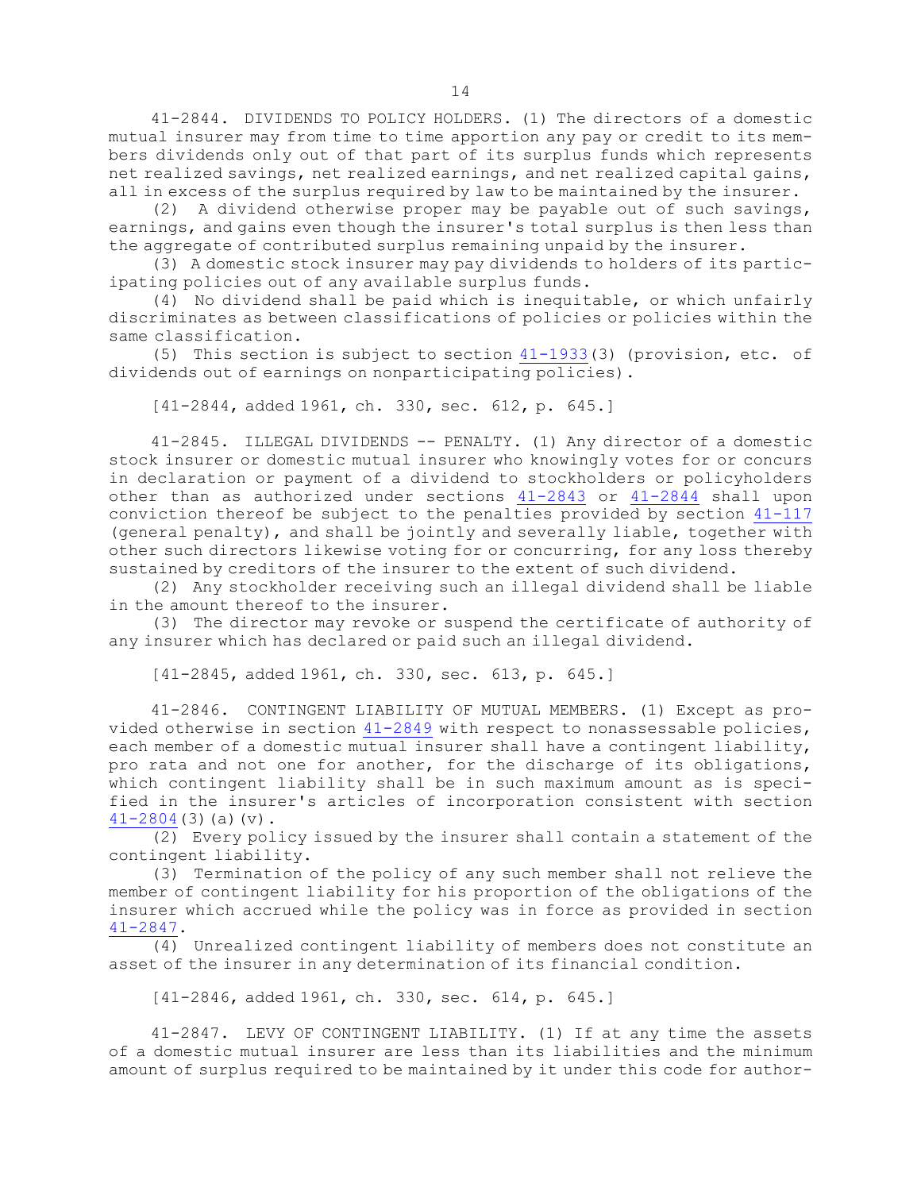41-2844. DIVIDENDS TO POLICY HOLDERS. (1) The directors of a domestic mutual insurer may from time to time apportion any pay or credit to its members dividends only out of that part of its surplus funds which represents net realized savings, net realized earnings, and net realized capital gains, all in excess of the surplus required by law to be maintained by the insurer.

(2) A dividend otherwise proper may be payable out of such savings, earnings, and gains even though the insurer's total surplus is then less than the aggregate of contributed surplus remaining unpaid by the insurer.

(3) A domestic stock insurer may pay dividends to holders of its participating policies out of any available surplus funds.

(4) No dividend shall be paid which is inequitable, or which unfairly discriminates as between classifications of policies or policies within the same classification.

(5) This section is subject to section 41-1933(3) (provision, etc. of dividends out of earnings on nonparticipating policies).

[41-2844, added 1961, ch. 330, sec. 612, p. 645.]

41-2845. ILLEGAL DIVIDENDS -- PENALTY. (1) Any director of a domestic stock insurer or domestic mutual insurer who knowingly votes for or concurs in declaration or payment of a dividend to stockholders or policyholders other than as authorized under sections 41-2843 or 41-2844 shall upon conviction thereof be subject to the penalties provided by section 41-117 (general penalty), and shall be jointly and severally liable, together with other such directors likewise voting for or concurring, for any loss thereby sustained by creditors of the insurer to the extent of such dividend.

(2) Any stockholder receiving such an illegal dividend shall be liable in the amount thereof to the insurer.

(3) The director may revoke or suspend the certificate of authority of any insurer which has declared or paid such an illegal dividend.

[41-2845, added 1961, ch. 330, sec. 613, p. 645.]

41-2846. CONTINGENT LIABILITY OF MUTUAL MEMBERS. (1) Except as provided otherwise in section 41-2849 with respect to nonassessable policies, each member of a domestic mutual insurer shall have a contingent liability, pro rata and not one for another, for the discharge of its obligations, which contingent liability shall be in such maximum amount as is specified in the insurer's articles of incorporation consistent with section 41-2804(3)(a)(v).

(2) Every policy issued by the insurer shall contain a statement of the contingent liability.

(3) Termination of the policy of any such member shall not relieve the member of contingent liability for his proportion of the obligations of the insurer which accrued while the policy was in force as provided in section 41-2847.

(4) Unrealized contingent liability of members does not constitute an asset of the insurer in any determination of its financial condition.

[41-2846, added 1961, ch. 330, sec. 614, p. 645.]

41-2847. LEVY OF CONTINGENT LIABILITY. (1) If at any time the assets of a domestic mutual insurer are less than its liabilities and the minimum amount of surplus required to be maintained by it under this code for author-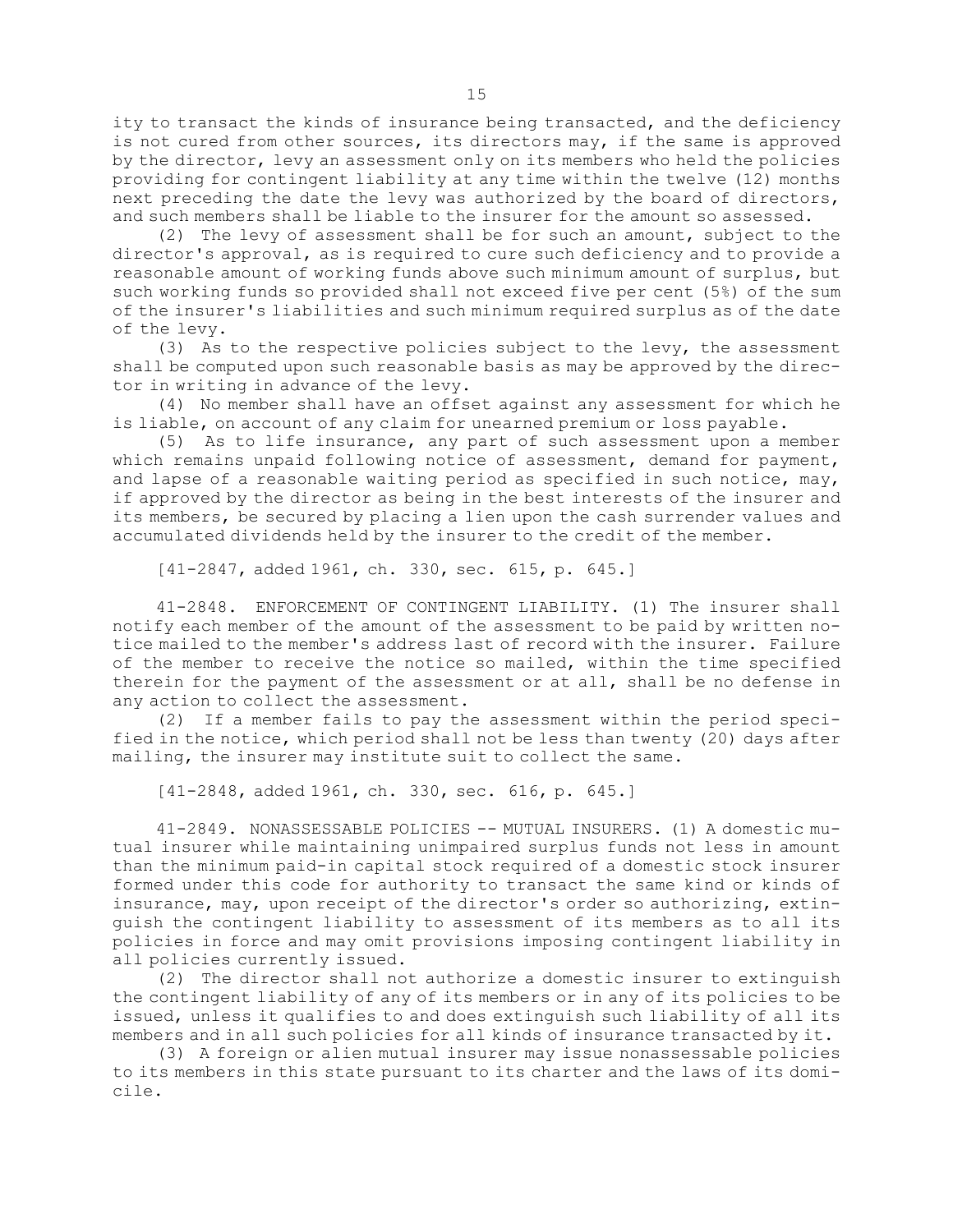ity to transact the kinds of insurance being transacted, and the deficiency is not cured from other sources, its directors may, if the same is approved by the director, levy an assessment only on its members who held the policies providing for contingent liability at any time within the twelve (12) months next preceding the date the levy was authorized by the board of directors, and such members shall be liable to the insurer for the amount so assessed.

(2) The levy of assessment shall be for such an amount, subject to the director's approval, as is required to cure such deficiency and to provide a reasonable amount of working funds above such minimum amount of surplus, but such working funds so provided shall not exceed five per cent (5%) of the sum of the insurer's liabilities and such minimum required surplus as of the date of the levy.

(3) As to the respective policies subject to the levy, the assessment shall be computed upon such reasonable basis as may be approved by the director in writing in advance of the levy.

(4) No member shall have an offset against any assessment for which he is liable, on account of any claim for unearned premium or loss payable.

(5) As to life insurance, any part of such assessment upon a member which remains unpaid following notice of assessment, demand for payment, and lapse of a reasonable waiting period as specified in such notice, may, if approved by the director as being in the best interests of the insurer and its members, be secured by placing a lien upon the cash surrender values and accumulated dividends held by the insurer to the credit of the member.

[41-2847, added 1961, ch. 330, sec. 615, p. 645.]

41-2848. ENFORCEMENT OF CONTINGENT LIABILITY. (1) The insurer shall notify each member of the amount of the assessment to be paid by written notice mailed to the member's address last of record with the insurer. Failure of the member to receive the notice so mailed, within the time specified therein for the payment of the assessment or at all, shall be no defense in any action to collect the assessment.

(2) If a member fails to pay the assessment within the period specified in the notice, which period shall not be less than twenty (20) days after mailing, the insurer may institute suit to collect the same.

[41-2848, added 1961, ch. 330, sec. 616, p. 645.]

41-2849. NONASSESSABLE POLICIES -- MUTUAL INSURERS. (1) A domestic mutual insurer while maintaining unimpaired surplus funds not less in amount than the minimum paid-in capital stock required of a domestic stock insurer formed under this code for authority to transact the same kind or kinds of insurance, may, upon receipt of the director's order so authorizing, extinguish the contingent liability to assessment of its members as to all its policies in force and may omit provisions imposing contingent liability in all policies currently issued.

(2) The director shall not authorize a domestic insurer to extinguish the contingent liability of any of its members or in any of its policies to be issued, unless it qualifies to and does extinguish such liability of all its members and in all such policies for all kinds of insurance transacted by it.

(3) A foreign or alien mutual insurer may issue nonassessable policies to its members in this state pursuant to its charter and the laws of its domicile.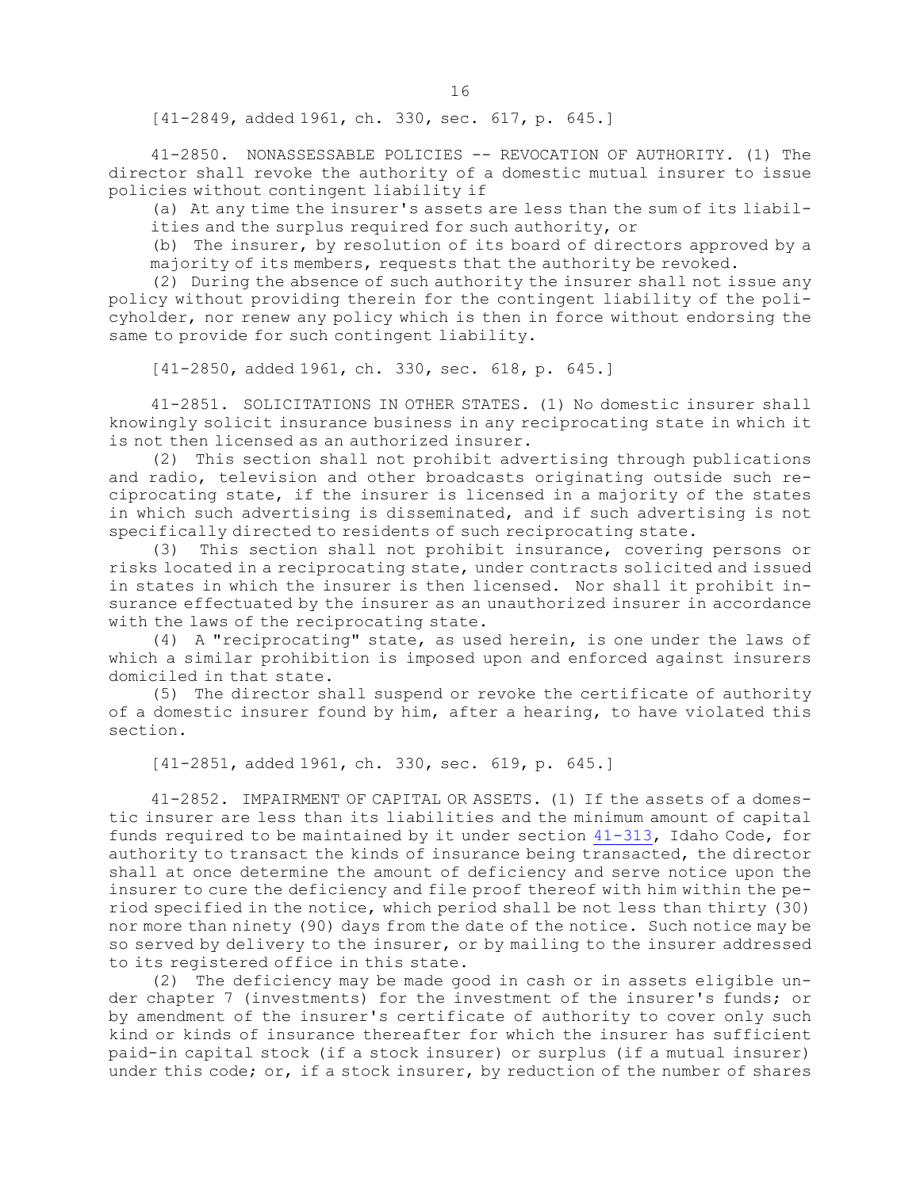[41-2849, added 1961, ch. 330, sec. 617, p. 645.]

41-2850. NONASSESSABLE POLICIES -- REVOCATION OF AUTHORITY. (1) The director shall revoke the authority of a domestic mutual insurer to issue policies without contingent liability if

(a) At any time the insurer's assets are less than the sum of its liabilities and the surplus required for such authority, or

(b) The insurer, by resolution of its board of directors approved by a majority of its members, requests that the authority be revoked.

(2) During the absence of such authority the insurer shall not issue any policy without providing therein for the contingent liability of the policyholder, nor renew any policy which is then in force without endorsing the same to provide for such contingent liability.

[41-2850, added 1961, ch. 330, sec. 618, p. 645.]

41-2851. SOLICITATIONS IN OTHER STATES. (1) No domestic insurer shall knowingly solicit insurance business in any reciprocating state in which it is not then licensed as an authorized insurer.

(2) This section shall not prohibit advertising through publications and radio, television and other broadcasts originating outside such reciprocating state, if the insurer is licensed in a majority of the states in which such advertising is disseminated, and if such advertising is not specifically directed to residents of such reciprocating state.

(3) This section shall not prohibit insurance, covering persons or risks located in a reciprocating state, under contracts solicited and issued in states in which the insurer is then licensed. Nor shall it prohibit insurance effectuated by the insurer as an unauthorized insurer in accordance with the laws of the reciprocating state.

(4) A "reciprocating" state, as used herein, is one under the laws of which a similar prohibition is imposed upon and enforced against insurers domiciled in that state.

(5) The director shall suspend or revoke the certificate of authority of a domestic insurer found by him, after a hearing, to have violated this section.

[41-2851, added 1961, ch. 330, sec. 619, p. 645.]

41-2852. IMPAIRMENT OF CAPITAL OR ASSETS. (1) If the assets of a domestic insurer are less than its liabilities and the minimum amount of capital funds required to be maintained by it under section 41-313, Idaho Code, for authority to transact the kinds of insurance being transacted, the director shall at once determine the amount of deficiency and serve notice upon the insurer to cure the deficiency and file proof thereof with him within the period specified in the notice, which period shall be not less than thirty (30) nor more than ninety (90) days from the date of the notice. Such notice may be so served by delivery to the insurer, or by mailing to the insurer addressed to its registered office in this state.

(2) The deficiency may be made good in cash or in assets eligible under chapter 7 (investments) for the investment of the insurer's funds; or by amendment of the insurer's certificate of authority to cover only such kind or kinds of insurance thereafter for which the insurer has sufficient paid-in capital stock (if a stock insurer) or surplus (if a mutual insurer) under this code; or, if a stock insurer, by reduction of the number of shares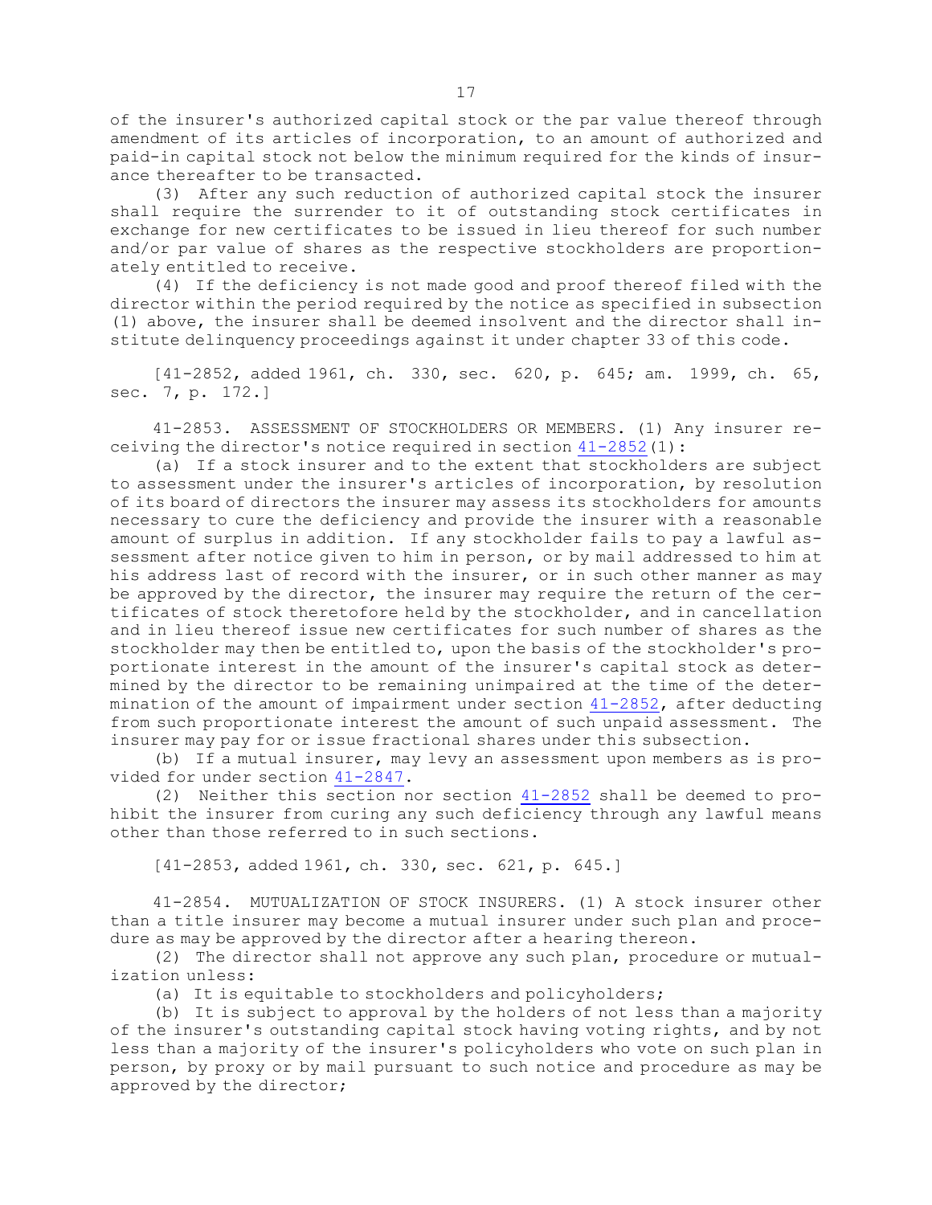of the insurer's authorized capital stock or the par value thereof through amendment of its articles of incorporation, to an amount of authorized and paid-in capital stock not below the minimum required for the kinds of insurance thereafter to be transacted.

(3) After any such reduction of authorized capital stock the insurer shall require the surrender to it of outstanding stock certificates in exchange for new certificates to be issued in lieu thereof for such number and/or par value of shares as the respective stockholders are proportionately entitled to receive.

(4) If the deficiency is not made good and proof thereof filed with the director within the period required by the notice as specified in subsection (1) above, the insurer shall be deemed insolvent and the director shall institute delinquency proceedings against it under chapter 33 of this code.

[41-2852, added 1961, ch. 330, sec. 620, p. 645; am. 1999, ch. 65, sec. 7, p. 172.]

41-2853. ASSESSMENT OF STOCKHOLDERS OR MEMBERS. (1) Any insurer receiving the director's notice required in section 41-2852(1):

(a) If a stock insurer and to the extent that stockholders are subject to assessment under the insurer's articles of incorporation, by resolution of its board of directors the insurer may assess its stockholders for amounts necessary to cure the deficiency and provide the insurer with a reasonable amount of surplus in addition. If any stockholder fails to pay a lawful assessment after notice given to him in person, or by mail addressed to him at his address last of record with the insurer, or in such other manner as may be approved by the director, the insurer may require the return of the certificates of stock theretofore held by the stockholder, and in cancellation and in lieu thereof issue new certificates for such number of shares as the stockholder may then be entitled to, upon the basis of the stockholder's proportionate interest in the amount of the insurer's capital stock as determined by the director to be remaining unimpaired at the time of the determination of the amount of impairment under section 41-2852, after deducting from such proportionate interest the amount of such unpaid assessment. The insurer may pay for or issue fractional shares under this subsection.

(b) If a mutual insurer, may levy an assessment upon members as is provided for under section 41-2847.

(2) Neither this section nor section 41-2852 shall be deemed to prohibit the insurer from curing any such deficiency through any lawful means other than those referred to in such sections.

[41-2853, added 1961, ch. 330, sec. 621, p. 645.]

41-2854. MUTUALIZATION OF STOCK INSURERS. (1) A stock insurer other than a title insurer may become a mutual insurer under such plan and procedure as may be approved by the director after a hearing thereon.

(2) The director shall not approve any such plan, procedure or mutualization unless:

(a) It is equitable to stockholders and policyholders;

(b) It is subject to approval by the holders of not less than a majority of the insurer's outstanding capital stock having voting rights, and by not less than a majority of the insurer's policyholders who vote on such plan in person, by proxy or by mail pursuant to such notice and procedure as may be approved by the director;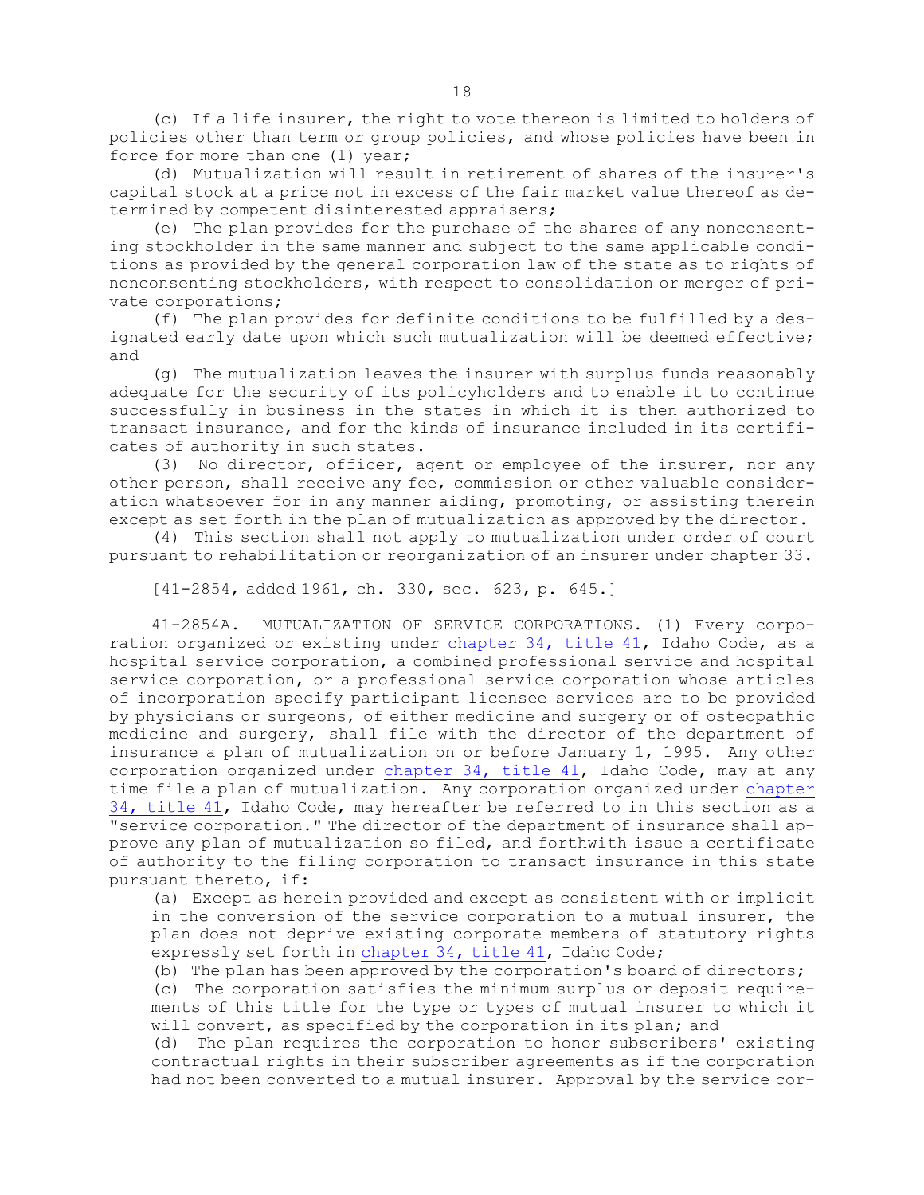(c) If a life insurer, the right to vote thereon is limited to holders of policies other than term or group policies, and whose policies have been in force for more than one (1) year;

(d) Mutualization will result in retirement of shares of the insurer's capital stock at a price not in excess of the fair market value thereof as determined by competent disinterested appraisers;

(e) The plan provides for the purchase of the shares of any nonconsenting stockholder in the same manner and subject to the same applicable conditions as provided by the general corporation law of the state as to rights of nonconsenting stockholders, with respect to consolidation or merger of private corporations;

(f) The plan provides for definite conditions to be fulfilled by a designated early date upon which such mutualization will be deemed effective; and

(g) The mutualization leaves the insurer with surplus funds reasonably adequate for the security of its policyholders and to enable it to continue successfully in business in the states in which it is then authorized to transact insurance, and for the kinds of insurance included in its certificates of authority in such states.

(3) No director, officer, agent or employee of the insurer, nor any other person, shall receive any fee, commission or other valuable consideration whatsoever for in any manner aiding, promoting, or assisting therein except as set forth in the plan of mutualization as approved by the director.

(4) This section shall not apply to mutualization under order of court pursuant to rehabilitation or reorganization of an insurer under chapter 33.

[41-2854, added 1961, ch. 330, sec. 623, p. 645.]

41-2854A. MUTUALIZATION OF SERVICE CORPORATIONS. (1) Every corporation organized or existing under chapter 34, title 41, Idaho Code, as a hospital service corporation, a combined professional service and hospital service corporation, or a professional service corporation whose articles of incorporation specify participant licensee services are to be provided by physicians or surgeons, of either medicine and surgery or of osteopathic medicine and surgery, shall file with the director of the department of insurance a plan of mutualization on or before January 1, 1995. Any other corporation organized under chapter 34, title 41, Idaho Code, may at any time file a plan of mutualization. Any corporation organized under chapter 34, title 41, Idaho Code, may hereafter be referred to in this section as a "service corporation." The director of the department of insurance shall approve any plan of mutualization so filed, and forthwith issue a certificate of authority to the filing corporation to transact insurance in this state pursuant thereto, if:

(a) Except as herein provided and except as consistent with or implicit in the conversion of the service corporation to a mutual insurer, the plan does not deprive existing corporate members of statutory rights expressly set forth in chapter 34, title 41, Idaho Code;

(b) The plan has been approved by the corporation's board of directors;

(c) The corporation satisfies the minimum surplus or deposit requirements of this title for the type or types of mutual insurer to which it will convert, as specified by the corporation in its plan; and

(d) The plan requires the corporation to honor subscribers' existing contractual rights in their subscriber agreements as if the corporation had not been converted to a mutual insurer. Approval by the service cor-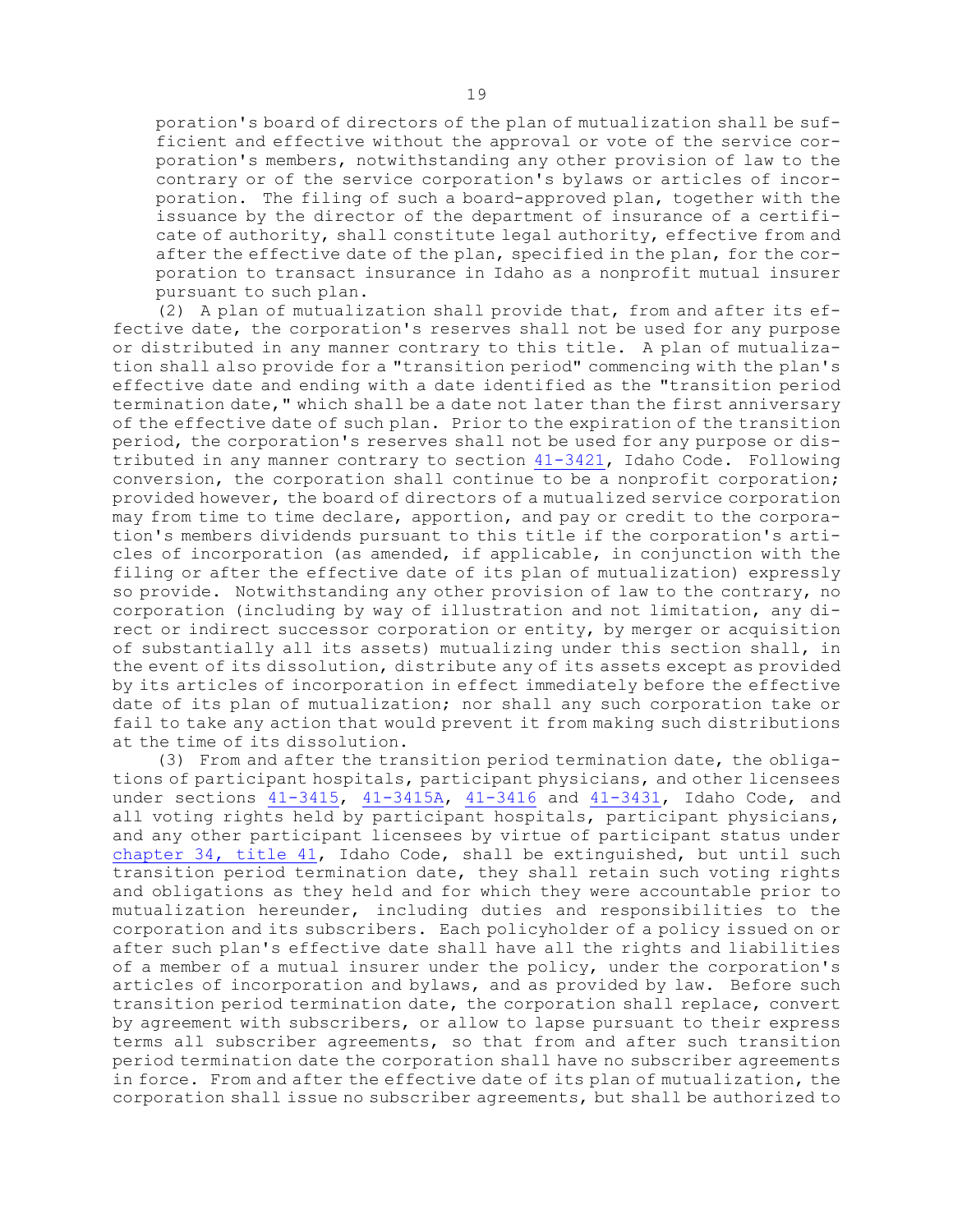poration's board of directors of the plan of mutualization shall be sufficient and effective without the approval or vote of the service corporation's members, notwithstanding any other provision of law to the contrary or of the service corporation's bylaws or articles of incorporation. The filing of such a board-approved plan, together with the issuance by the director of the department of insurance of a certificate of authority, shall constitute legal authority, effective from and after the effective date of the plan, specified in the plan, for the corporation to transact insurance in Idaho as a nonprofit mutual insurer pursuant to such plan.

(2) A plan of mutualization shall provide that, from and after its effective date, the corporation's reserves shall not be used for any purpose or distributed in any manner contrary to this title. A plan of mutualization shall also provide for a "transition period" commencing with the plan's effective date and ending with a date identified as the "transition period termination date," which shall be a date not later than the first anniversary of the effective date of such plan. Prior to the expiration of the transition period, the corporation's reserves shall not be used for any purpose or distributed in any manner contrary to section 41-3421, Idaho Code. Following conversion, the corporation shall continue to be a nonprofit corporation; provided however, the board of directors of a mutualized service corporation may from time to time declare, apportion, and pay or credit to the corporation's members dividends pursuant to this title if the corporation's articles of incorporation (as amended, if applicable, in conjunction with the filing or after the effective date of its plan of mutualization) expressly so provide. Notwithstanding any other provision of law to the contrary, no corporation (including by way of illustration and not limitation, any direct or indirect successor corporation or entity, by merger or acquisition of substantially all its assets) mutualizing under this section shall, in the event of its dissolution, distribute any of its assets except as provided by its articles of incorporation in effect immediately before the effective date of its plan of mutualization; nor shall any such corporation take or fail to take any action that would prevent it from making such distributions at the time of its dissolution.

(3) From and after the transition period termination date, the obligations of participant hospitals, participant physicians, and other licensees under sections 41-3415, 41-3415A, 41-3416 and 41-3431, Idaho Code, and all voting rights held by participant hospitals, participant physicians, and any other participant licensees by virtue of participant status under chapter 34, title 41, Idaho Code, shall be extinguished, but until such transition period termination date, they shall retain such voting rights and obligations as they held and for which they were accountable prior to mutualization hereunder, including duties and responsibilities to the corporation and its subscribers. Each policyholder of a policy issued on or after such plan's effective date shall have all the rights and liabilities of a member of a mutual insurer under the policy, under the corporation's articles of incorporation and bylaws, and as provided by law. Before such transition period termination date, the corporation shall replace, convert by agreement with subscribers, or allow to lapse pursuant to their express terms all subscriber agreements, so that from and after such transition period termination date the corporation shall have no subscriber agreements in force. From and after the effective date of its plan of mutualization, the corporation shall issue no subscriber agreements, but shall be authorized to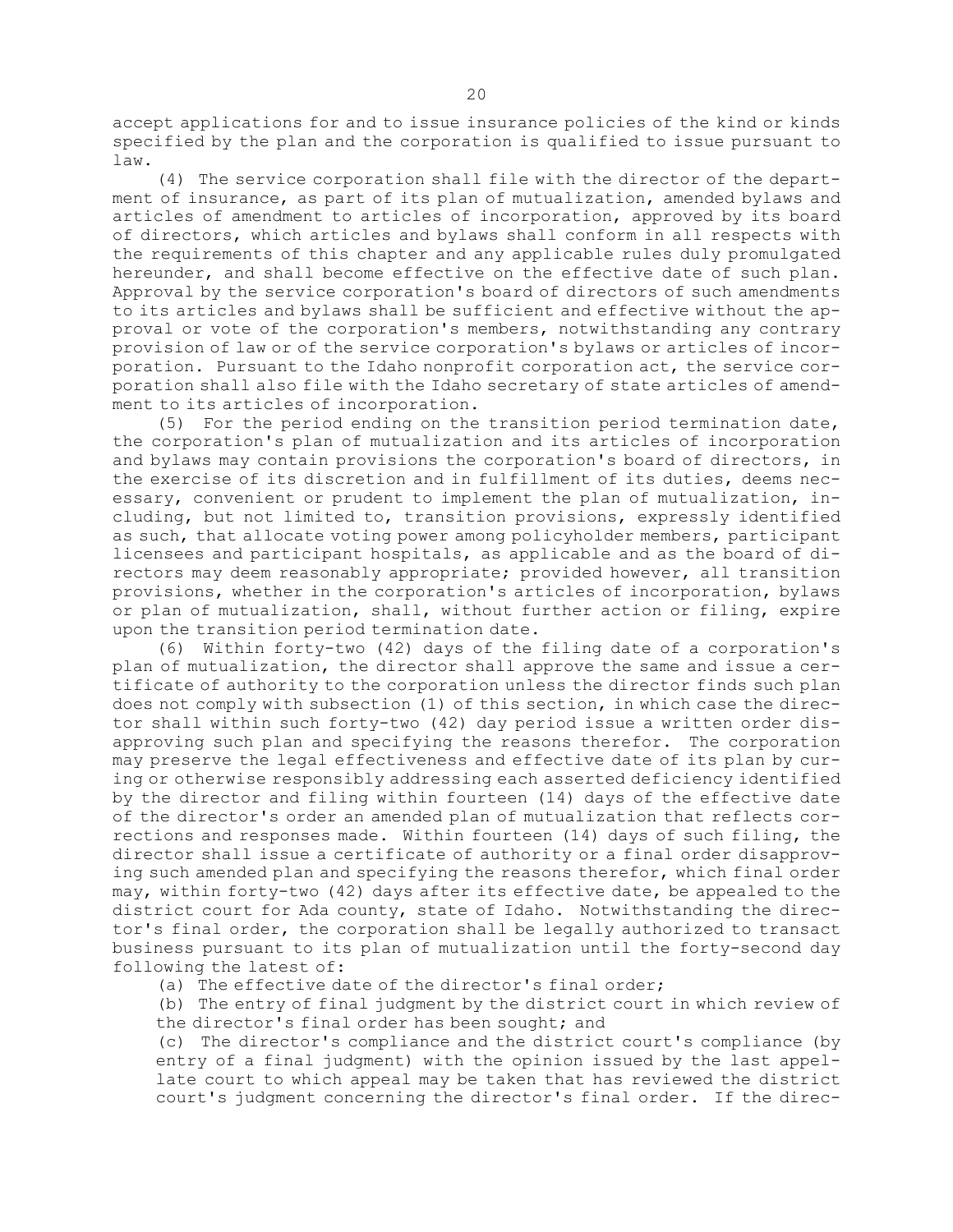accept applications for and to issue insurance policies of the kind or kinds specified by the plan and the corporation is qualified to issue pursuant to law.

(4) The service corporation shall file with the director of the department of insurance, as part of its plan of mutualization, amended bylaws and articles of amendment to articles of incorporation, approved by its board of directors, which articles and bylaws shall conform in all respects with the requirements of this chapter and any applicable rules duly promulgated hereunder, and shall become effective on the effective date of such plan. Approval by the service corporation's board of directors of such amendments to its articles and bylaws shall be sufficient and effective without the approval or vote of the corporation's members, notwithstanding any contrary provision of law or of the service corporation's bylaws or articles of incorporation. Pursuant to the Idaho nonprofit corporation act, the service corporation shall also file with the Idaho secretary of state articles of amendment to its articles of incorporation.

(5) For the period ending on the transition period termination date, the corporation's plan of mutualization and its articles of incorporation and bylaws may contain provisions the corporation's board of directors, in the exercise of its discretion and in fulfillment of its duties, deems necessary, convenient or prudent to implement the plan of mutualization, including, but not limited to, transition provisions, expressly identified as such, that allocate voting power among policyholder members, participant licensees and participant hospitals, as applicable and as the board of directors may deem reasonably appropriate; provided however, all transition provisions, whether in the corporation's articles of incorporation, bylaws or plan of mutualization, shall, without further action or filing, expire upon the transition period termination date.

(6) Within forty-two (42) days of the filing date of a corporation's plan of mutualization, the director shall approve the same and issue a certificate of authority to the corporation unless the director finds such plan does not comply with subsection (1) of this section, in which case the director shall within such forty-two (42) day period issue a written order disapproving such plan and specifying the reasons therefor. The corporation may preserve the legal effectiveness and effective date of its plan by curing or otherwise responsibly addressing each asserted deficiency identified by the director and filing within fourteen (14) days of the effective date of the director's order an amended plan of mutualization that reflects corrections and responses made. Within fourteen (14) days of such filing, the director shall issue a certificate of authority or a final order disapproving such amended plan and specifying the reasons therefor, which final order may, within forty-two (42) days after its effective date, be appealed to the district court for Ada county, state of Idaho. Notwithstanding the director's final order, the corporation shall be legally authorized to transact business pursuant to its plan of mutualization until the forty-second day following the latest of:

(a) The effective date of the director's final order;

(b) The entry of final judgment by the district court in which review of the director's final order has been sought; and

(c) The director's compliance and the district court's compliance (by entry of a final judgment) with the opinion issued by the last appellate court to which appeal may be taken that has reviewed the district court's judgment concerning the director's final order. If the direc-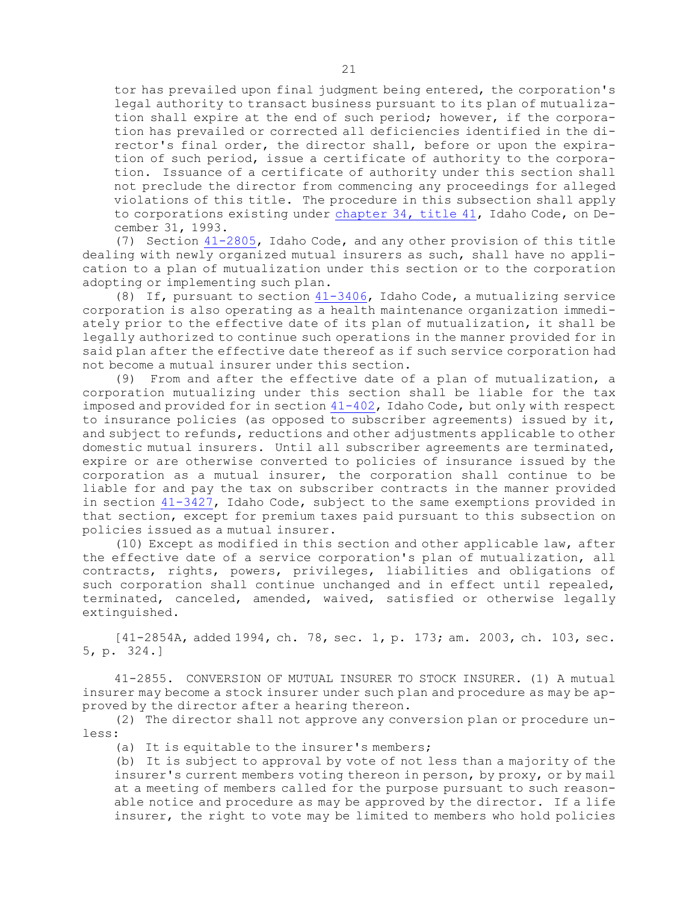tor has prevailed upon final judgment being entered, the corporation's legal authority to transact business pursuant to its plan of mutualization shall expire at the end of such period; however, if the corporation has prevailed or corrected all deficiencies identified in the director's final order, the director shall, before or upon the expiration of such period, issue a certificate of authority to the corporation. Issuance of a certificate of authority under this section shall not preclude the director from commencing any proceedings for alleged violations of this title. The procedure in this subsection shall apply to corporations existing under chapter 34, title 41, Idaho Code, on December 31, 1993.

(7) Section 41-2805, Idaho Code, and any other provision of this title dealing with newly organized mutual insurers as such, shall have no application to a plan of mutualization under this section or to the corporation adopting or implementing such plan.

(8) If, pursuant to section 41-3406, Idaho Code, a mutualizing service corporation is also operating as a health maintenance organization immediately prior to the effective date of its plan of mutualization, it shall be legally authorized to continue such operations in the manner provided for in said plan after the effective date thereof as if such service corporation had not become a mutual insurer under this section.

(9) From and after the effective date of a plan of mutualization, a corporation mutualizing under this section shall be liable for the tax imposed and provided for in section 41-402, Idaho Code, but only with respect to insurance policies (as opposed to subscriber agreements) issued by it, and subject to refunds, reductions and other adjustments applicable to other domestic mutual insurers. Until all subscriber agreements are terminated, expire or are otherwise converted to policies of insurance issued by the corporation as a mutual insurer, the corporation shall continue to be liable for and pay the tax on subscriber contracts in the manner provided in section 41-3427, Idaho Code, subject to the same exemptions provided in that section, except for premium taxes paid pursuant to this subsection on policies issued as a mutual insurer.

(10) Except as modified in this section and other applicable law, after the effective date of a service corporation's plan of mutualization, all contracts, rights, powers, privileges, liabilities and obligations of such corporation shall continue unchanged and in effect until repealed, terminated, canceled, amended, waived, satisfied or otherwise legally extinguished.

[41-2854A, added 1994, ch. 78, sec. 1, p. 173; am. 2003, ch. 103, sec. 5, p. 324.]

41-2855. CONVERSION OF MUTUAL INSURER TO STOCK INSURER. (1) A mutual insurer may become a stock insurer under such plan and procedure as may be approved by the director after a hearing thereon.

(2) The director shall not approve any conversion plan or procedure unless:

(a) It is equitable to the insurer's members;

(b) It is subject to approval by vote of not less than a majority of the insurer's current members voting thereon in person, by proxy, or by mail at a meeting of members called for the purpose pursuant to such reasonable notice and procedure as may be approved by the director. If a life insurer, the right to vote may be limited to members who hold policies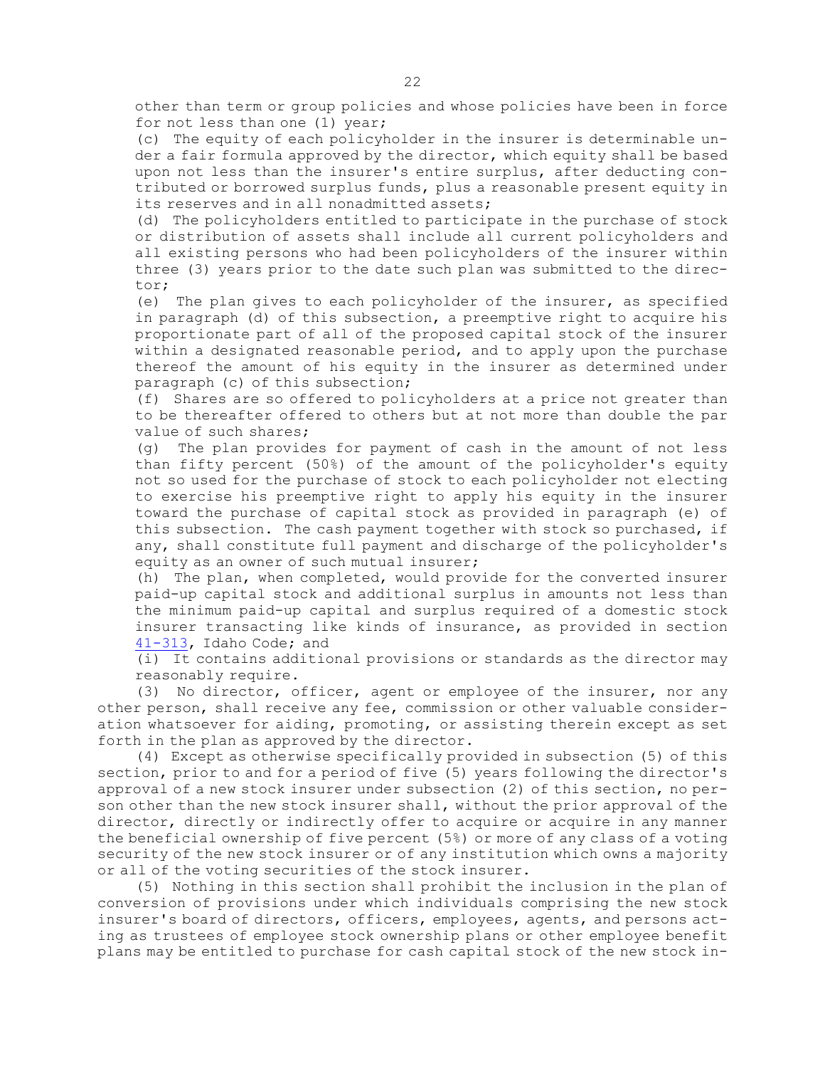other than term or group policies and whose policies have been in force for not less than one (1) year;

(c) The equity of each policyholder in the insurer is determinable under a fair formula approved by the director, which equity shall be based upon not less than the insurer's entire surplus, after deducting contributed or borrowed surplus funds, plus a reasonable present equity in its reserves and in all nonadmitted assets;

(d) The policyholders entitled to participate in the purchase of stock or distribution of assets shall include all current policyholders and all existing persons who had been policyholders of the insurer within three (3) years prior to the date such plan was submitted to the director;

(e) The plan gives to each policyholder of the insurer, as specified in paragraph (d) of this subsection, a preemptive right to acquire his proportionate part of all of the proposed capital stock of the insurer within a designated reasonable period, and to apply upon the purchase thereof the amount of his equity in the insurer as determined under paragraph (c) of this subsection;

(f) Shares are so offered to policyholders at a price not greater than to be thereafter offered to others but at not more than double the par value of such shares;

(g) The plan provides for payment of cash in the amount of not less than fifty percent (50%) of the amount of the policyholder's equity not so used for the purchase of stock to each policyholder not electing to exercise his preemptive right to apply his equity in the insurer toward the purchase of capital stock as provided in paragraph (e) of this subsection. The cash payment together with stock so purchased, if any, shall constitute full payment and discharge of the policyholder's equity as an owner of such mutual insurer;

(h) The plan, when completed, would provide for the converted insurer paid-up capital stock and additional surplus in amounts not less than the minimum paid-up capital and surplus required of a domestic stock insurer transacting like kinds of insurance, as provided in section 41-313, Idaho Code; and

(i) It contains additional provisions or standards as the director may reasonably require.

(3) No director, officer, agent or employee of the insurer, nor any other person, shall receive any fee, commission or other valuable consideration whatsoever for aiding, promoting, or assisting therein except as set forth in the plan as approved by the director.

(4) Except as otherwise specifically provided in subsection (5) of this section, prior to and for a period of five (5) years following the director's approval of a new stock insurer under subsection (2) of this section, no person other than the new stock insurer shall, without the prior approval of the director, directly or indirectly offer to acquire or acquire in any manner the beneficial ownership of five percent (5%) or more of any class of a voting security of the new stock insurer or of any institution which owns a majority or all of the voting securities of the stock insurer.

(5) Nothing in this section shall prohibit the inclusion in the plan of conversion of provisions under which individuals comprising the new stock insurer's board of directors, officers, employees, agents, and persons acting as trustees of employee stock ownership plans or other employee benefit plans may be entitled to purchase for cash capital stock of the new stock in-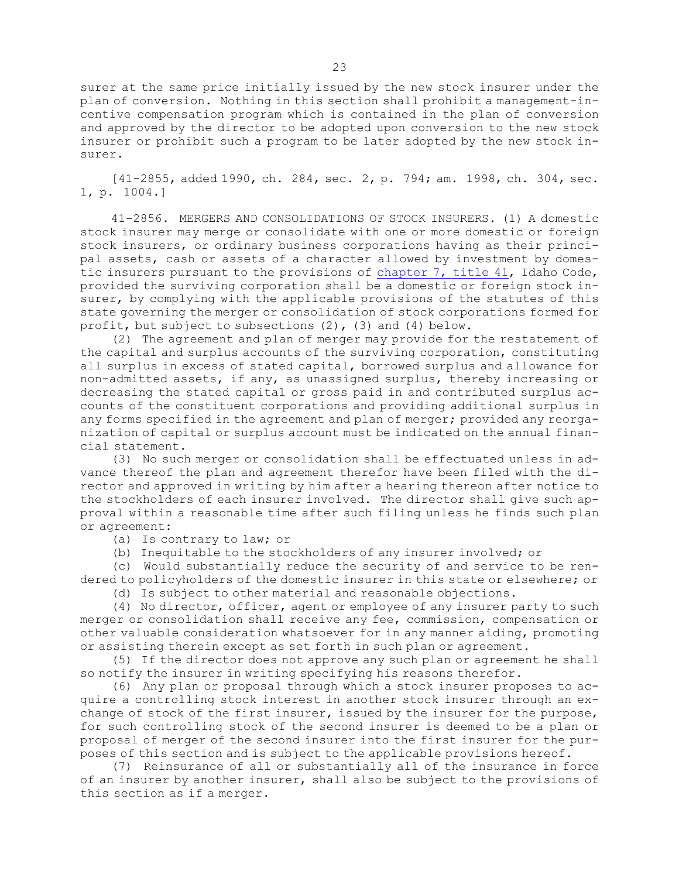surer at the same price initially issued by the new stock insurer under the plan of conversion. Nothing in this section shall prohibit a management-incentive compensation program which is contained in the plan of conversion and approved by the director to be adopted upon conversion to the new stock insurer or prohibit such a program to be later adopted by the new stock insurer.

[41-2855, added 1990, ch. 284, sec. 2, p. 794; am. 1998, ch. 304, sec. 1, p. 1004.]

41-2856. MERGERS AND CONSOLIDATIONS OF STOCK INSURERS. (1) A domestic stock insurer may merge or consolidate with one or more domestic or foreign stock insurers, or ordinary business corporations having as their principal assets, cash or assets of a character allowed by investment by domestic insurers pursuant to the provisions of chapter 7, title 41, Idaho Code, provided the surviving corporation shall be a domestic or foreign stock insurer, by complying with the applicable provisions of the statutes of this state governing the merger or consolidation of stock corporations formed for profit, but subject to subsections (2), (3) and (4) below.

(2) The agreement and plan of merger may provide for the restatement of the capital and surplus accounts of the surviving corporation, constituting all surplus in excess of stated capital, borrowed surplus and allowance for non-admitted assets, if any, as unassigned surplus, thereby increasing or decreasing the stated capital or gross paid in and contributed surplus accounts of the constituent corporations and providing additional surplus in any forms specified in the agreement and plan of merger; provided any reorganization of capital or surplus account must be indicated on the annual financial statement.

(3) No such merger or consolidation shall be effectuated unless in advance thereof the plan and agreement therefor have been filed with the director and approved in writing by him after a hearing thereon after notice to the stockholders of each insurer involved. The director shall give such approval within a reasonable time after such filing unless he finds such plan or agreement:

(a) Is contrary to law; or

(b) Inequitable to the stockholders of any insurer involved; or

(c) Would substantially reduce the security of and service to be rendered to policyholders of the domestic insurer in this state or elsewhere; or

(d) Is subject to other material and reasonable objections.

(4) No director, officer, agent or employee of any insurer party to such merger or consolidation shall receive any fee, commission, compensation or other valuable consideration whatsoever for in any manner aiding, promoting or assisting therein except as set forth in such plan or agreement.

(5) If the director does not approve any such plan or agreement he shall so notify the insurer in writing specifying his reasons therefor.

(6) Any plan or proposal through which a stock insurer proposes to acquire a controlling stock interest in another stock insurer through an exchange of stock of the first insurer, issued by the insurer for the purpose, for such controlling stock of the second insurer is deemed to be a plan or proposal of merger of the second insurer into the first insurer for the purposes of this section and is subject to the applicable provisions hereof.

(7) Reinsurance of all or substantially all of the insurance in force of an insurer by another insurer, shall also be subject to the provisions of this section as if a merger.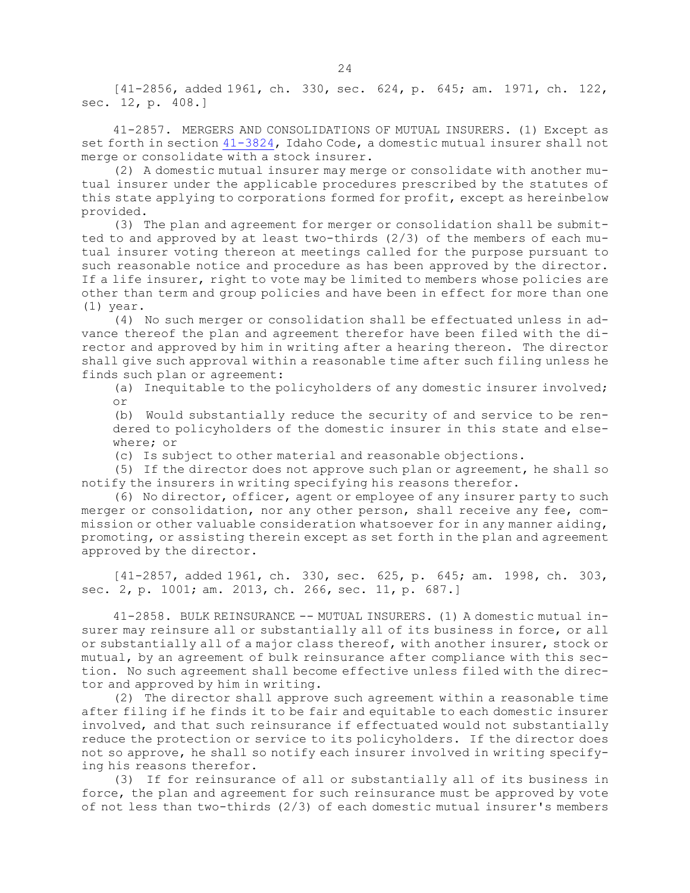[41-2856, added 1961, ch. 330, sec. 624, p. 645; am. 1971, ch. 122, sec. 12, p. 408.]

41-2857. MERGERS AND CONSOLIDATIONS OF MUTUAL INSURERS. (1) Except as set forth in section 41-3824, Idaho Code, a domestic mutual insurer shall not merge or consolidate with a stock insurer.

(2) A domestic mutual insurer may merge or consolidate with another mutual insurer under the applicable procedures prescribed by the statutes of this state applying to corporations formed for profit, except as hereinbelow provided.

(3) The plan and agreement for merger or consolidation shall be submitted to and approved by at least two-thirds (2/3) of the members of each mutual insurer voting thereon at meetings called for the purpose pursuant to such reasonable notice and procedure as has been approved by the director. If a life insurer, right to vote may be limited to members whose policies are other than term and group policies and have been in effect for more than one (1) year.

(4) No such merger or consolidation shall be effectuated unless in advance thereof the plan and agreement therefor have been filed with the director and approved by him in writing after a hearing thereon. The director shall give such approval within a reasonable time after such filing unless he finds such plan or agreement:

(a) Inequitable to the policyholders of any domestic insurer involved; or

(b) Would substantially reduce the security of and service to be rendered to policyholders of the domestic insurer in this state and elsewhere; or

(c) Is subject to other material and reasonable objections.

(5) If the director does not approve such plan or agreement, he shall so notify the insurers in writing specifying his reasons therefor.

(6) No director, officer, agent or employee of any insurer party to such merger or consolidation, nor any other person, shall receive any fee, commission or other valuable consideration whatsoever for in any manner aiding, promoting, or assisting therein except as set forth in the plan and agreement approved by the director.

[41-2857, added 1961, ch. 330, sec. 625, p. 645; am. 1998, ch. 303, sec. 2, p. 1001; am. 2013, ch. 266, sec. 11, p. 687.]

41-2858. BULK REINSURANCE -- MUTUAL INSURERS. (1) A domestic mutual insurer may reinsure all or substantially all of its business in force, or all or substantially all of a major class thereof, with another insurer, stock or mutual, by an agreement of bulk reinsurance after compliance with this section. No such agreement shall become effective unless filed with the director and approved by him in writing.

(2) The director shall approve such agreement within a reasonable time after filing if he finds it to be fair and equitable to each domestic insurer involved, and that such reinsurance if effectuated would not substantially reduce the protection or service to its policyholders. If the director does not so approve, he shall so notify each insurer involved in writing specifying his reasons therefor.

(3) If for reinsurance of all or substantially all of its business in force, the plan and agreement for such reinsurance must be approved by vote of not less than two-thirds (2/3) of each domestic mutual insurer's members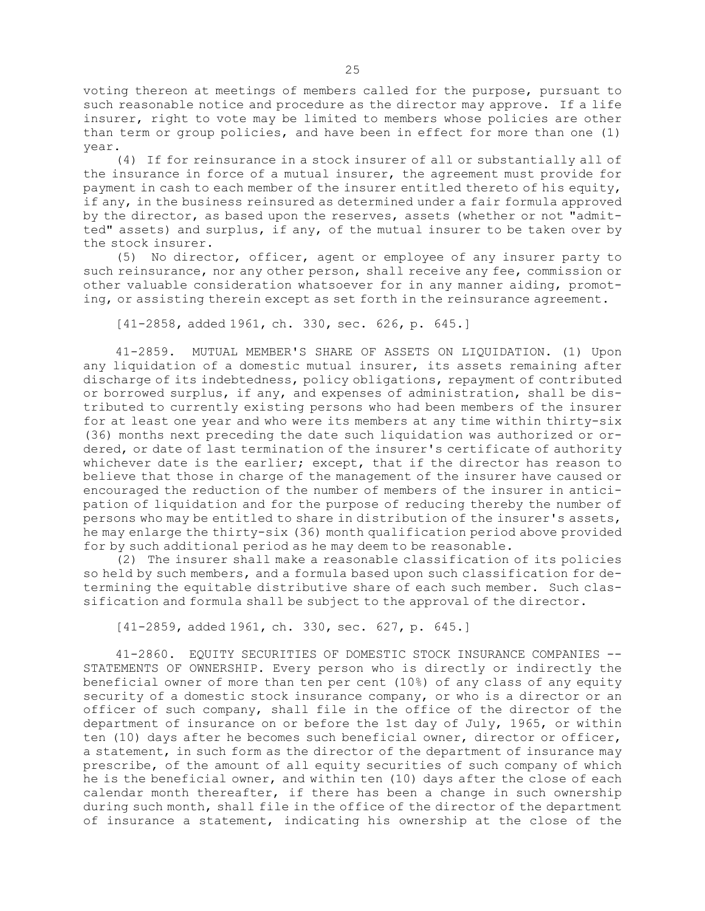voting thereon at meetings of members called for the purpose, pursuant to such reasonable notice and procedure as the director may approve. If a life insurer, right to vote may be limited to members whose policies are other than term or group policies, and have been in effect for more than one (1) year.

(4) If for reinsurance in a stock insurer of all or substantially all of the insurance in force of a mutual insurer, the agreement must provide for payment in cash to each member of the insurer entitled thereto of his equity, if any, in the business reinsured as determined under a fair formula approved by the director, as based upon the reserves, assets (whether or not "admitted" assets) and surplus, if any, of the mutual insurer to be taken over by the stock insurer.

(5) No director, officer, agent or employee of any insurer party to such reinsurance, nor any other person, shall receive any fee, commission or other valuable consideration whatsoever for in any manner aiding, promoting, or assisting therein except as set forth in the reinsurance agreement.

[41-2858, added 1961, ch. 330, sec. 626, p. 645.]

41-2859. MUTUAL MEMBER'S SHARE OF ASSETS ON LIQUIDATION. (1) Upon any liquidation of a domestic mutual insurer, its assets remaining after discharge of its indebtedness, policy obligations, repayment of contributed or borrowed surplus, if any, and expenses of administration, shall be distributed to currently existing persons who had been members of the insurer for at least one year and who were its members at any time within thirty-six (36) months next preceding the date such liquidation was authorized or ordered, or date of last termination of the insurer's certificate of authority whichever date is the earlier; except, that if the director has reason to believe that those in charge of the management of the insurer have caused or encouraged the reduction of the number of members of the insurer in anticipation of liquidation and for the purpose of reducing thereby the number of persons who may be entitled to share in distribution of the insurer's assets, he may enlarge the thirty-six (36) month qualification period above provided for by such additional period as he may deem to be reasonable.

(2) The insurer shall make a reasonable classification of its policies so held by such members, and a formula based upon such classification for determining the equitable distributive share of each such member. Such classification and formula shall be subject to the approval of the director.

[41-2859, added 1961, ch. 330, sec. 627, p. 645.]

41-2860. EQUITY SECURITIES OF DOMESTIC STOCK INSURANCE COMPANIES -- STATEMENTS OF OWNERSHIP. Every person who is directly or indirectly the beneficial owner of more than ten per cent (10%) of any class of any equity security of a domestic stock insurance company, or who is a director or an officer of such company, shall file in the office of the director of the department of insurance on or before the 1st day of July, 1965, or within ten (10) days after he becomes such beneficial owner, director or officer, a statement, in such form as the director of the department of insurance may prescribe, of the amount of all equity securities of such company of which he is the beneficial owner, and within ten (10) days after the close of each calendar month thereafter, if there has been a change in such ownership during such month, shall file in the office of the director of the department of insurance a statement, indicating his ownership at the close of the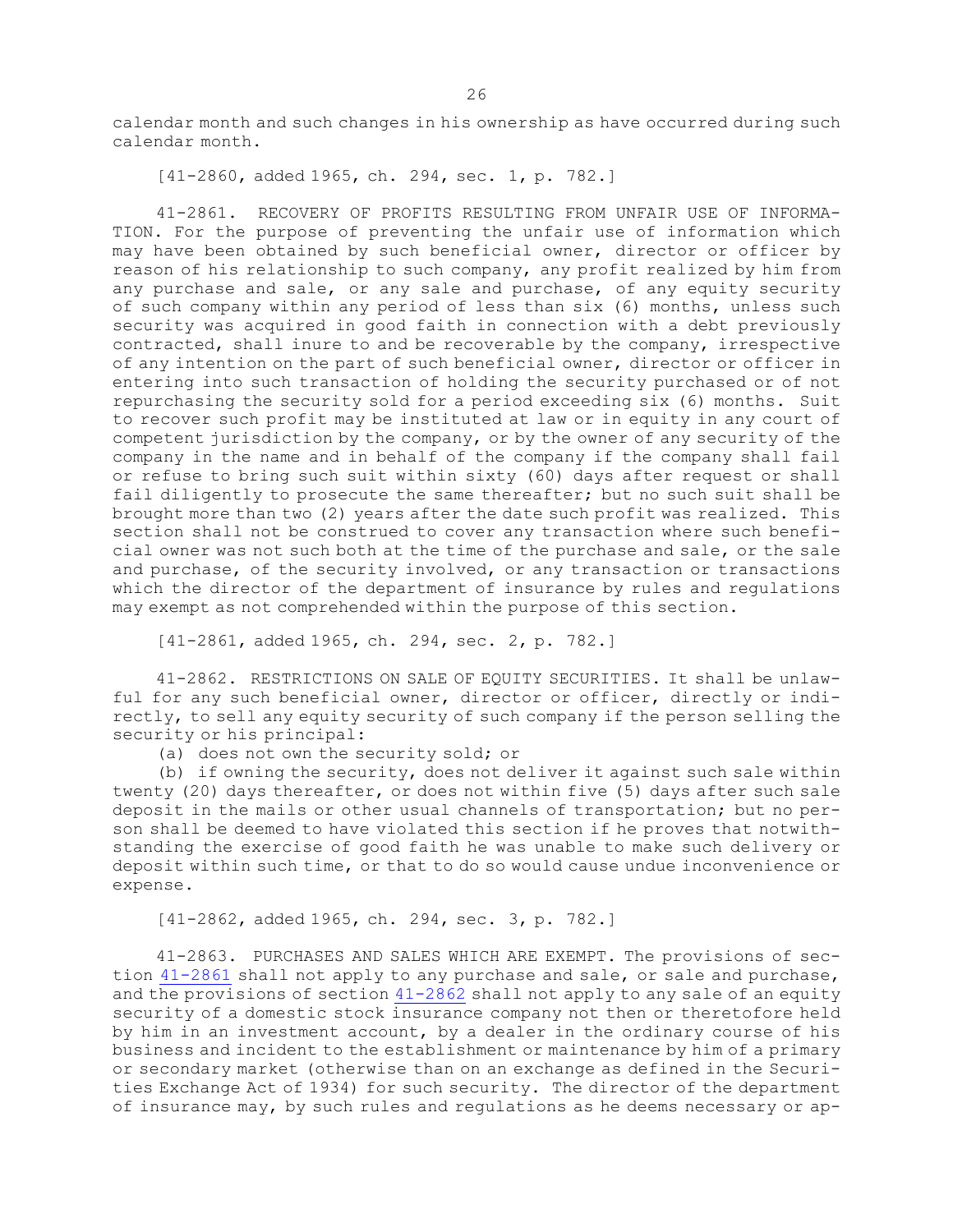calendar month and such changes in his ownership as have occurred during such calendar month.

[41-2860, added 1965, ch. 294, sec. 1, p. 782.]

41-2861. RECOVERY OF PROFITS RESULTING FROM UNFAIR USE OF INFORMATION. For the purpose of preventing the unfair use of information which may have been obtained by such beneficial owner, director or officer by reason of his relationship to such company, any profit realized by him from any purchase and sale, or any sale and purchase, of any equity security of such company within any period of less than six (6) months, unless such security was acquired in good faith in connection with a debt previously contracted, shall inure to and be recoverable by the company, irrespective of any intention on the part of such beneficial owner, director or officer in entering into such transaction of holding the security purchased or of not repurchasing the security sold for a period exceeding six (6) months. Suit to recover such profit may be instituted at law or in equity in any court of competent jurisdiction by the company, or by the owner of any security of the company in the name and in behalf of the company if the company shall fail or refuse to bring such suit within sixty (60) days after request or shall fail diligently to prosecute the same thereafter; but no such suit shall be brought more than two (2) years after the date such profit was realized. This section shall not be construed to cover any transaction where such beneficial owner was not such both at the time of the purchase and sale, or the sale and purchase, of the security involved, or any transaction or transactions which the director of the department of insurance by rules and regulations may exempt as not comprehended within the purpose of this section.

[41-2861, added 1965, ch. 294, sec. 2, p. 782.]

41-2862. RESTRICTIONS ON SALE OF EQUITY SECURITIES. It shall be unlawful for any such beneficial owner, director or officer, directly or indirectly, to sell any equity security of such company if the person selling the security or his principal:

(a) does not own the security sold; or

(b) if owning the security, does not deliver it against such sale within twenty (20) days thereafter, or does not within five (5) days after such sale deposit in the mails or other usual channels of transportation; but no person shall be deemed to have violated this section if he proves that notwithstanding the exercise of good faith he was unable to make such delivery or deposit within such time, or that to do so would cause undue inconvenience or expense.

[41-2862, added 1965, ch. 294, sec. 3, p. 782.]

41-2863. PURCHASES AND SALES WHICH ARE EXEMPT. The provisions of section 41-2861 shall not apply to any purchase and sale, or sale and purchase, and the provisions of section 41-2862 shall not apply to any sale of an equity security of a domestic stock insurance company not then or theretofore held by him in an investment account, by a dealer in the ordinary course of his business and incident to the establishment or maintenance by him of a primary or secondary market (otherwise than on an exchange as defined in the Securities Exchange Act of 1934) for such security. The director of the department of insurance may, by such rules and regulations as he deems necessary or ap-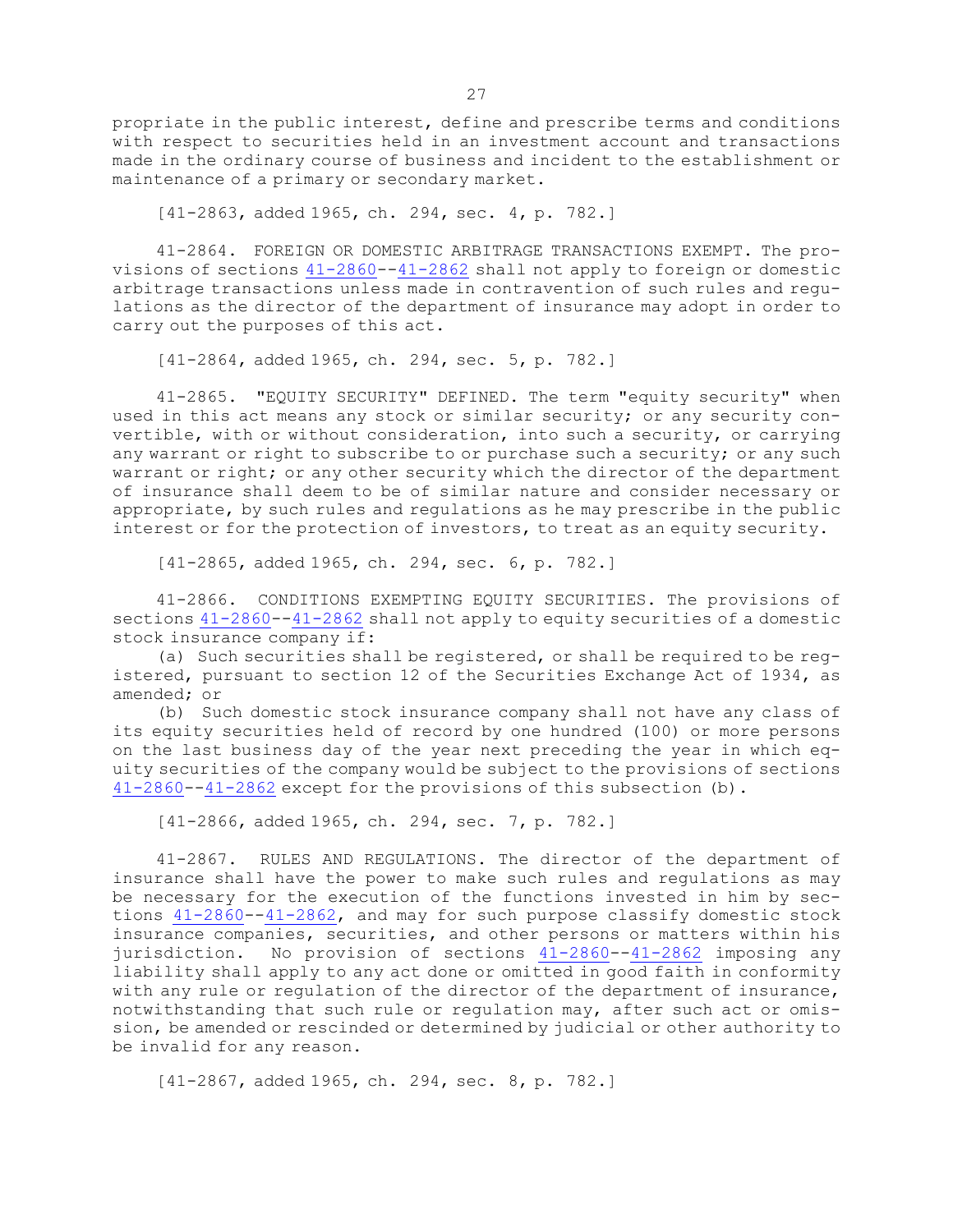propriate in the public interest, define and prescribe terms and conditions with respect to securities held in an investment account and transactions made in the ordinary course of business and incident to the establishment or maintenance of a primary or secondary market.

[41-2863, added 1965, ch. 294, sec. 4, p. 782.]

41-2864. FOREIGN OR DOMESTIC ARBITRAGE TRANSACTIONS EXEMPT. The provisions of sections 41-2860--41-2862 shall not apply to foreign or domestic arbitrage transactions unless made in contravention of such rules and regulations as the director of the department of insurance may adopt in order to carry out the purposes of this act.

[41-2864, added 1965, ch. 294, sec. 5, p. 782.]

41-2865. "EQUITY SECURITY" DEFINED. The term "equity security" when used in this act means any stock or similar security; or any security convertible, with or without consideration, into such a security, or carrying any warrant or right to subscribe to or purchase such a security; or any such warrant or right; or any other security which the director of the department of insurance shall deem to be of similar nature and consider necessary or appropriate, by such rules and regulations as he may prescribe in the public interest or for the protection of investors, to treat as an equity security.

[41-2865, added 1965, ch. 294, sec. 6, p. 782.]

41-2866. CONDITIONS EXEMPTING EQUITY SECURITIES. The provisions of sections 41-2860--41-2862 shall not apply to equity securities of a domestic stock insurance company if:

(a) Such securities shall be registered, or shall be required to be registered, pursuant to section 12 of the Securities Exchange Act of 1934, as amended; or

(b) Such domestic stock insurance company shall not have any class of its equity securities held of record by one hundred (100) or more persons on the last business day of the year next preceding the year in which equity securities of the company would be subject to the provisions of sections 41-2860--41-2862 except for the provisions of this subsection (b).

[41-2866, added 1965, ch. 294, sec. 7, p. 782.]

41-2867. RULES AND REGULATIONS. The director of the department of insurance shall have the power to make such rules and regulations as may be necessary for the execution of the functions invested in him by sections 41-2860--41-2862, and may for such purpose classify domestic stock insurance companies, securities, and other persons or matters within his jurisdiction. No provision of sections 41-2860--41-2862 imposing any liability shall apply to any act done or omitted in good faith in conformity with any rule or regulation of the director of the department of insurance, notwithstanding that such rule or regulation may, after such act or omission, be amended or rescinded or determined by judicial or other authority to be invalid for any reason.

[41-2867, added 1965, ch. 294, sec. 8, p. 782.]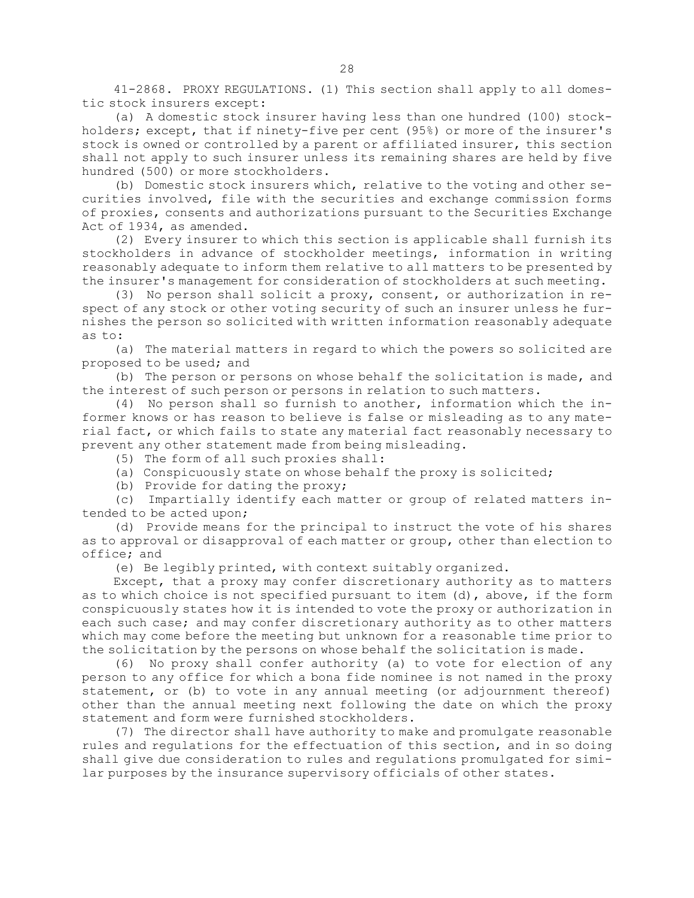41-2868. PROXY REGULATIONS. (1) This section shall apply to all domestic stock insurers except:

(a) A domestic stock insurer having less than one hundred (100) stockholders; except, that if ninety-five per cent (95%) or more of the insurer's stock is owned or controlled by a parent or affiliated insurer, this section shall not apply to such insurer unless its remaining shares are held by five hundred (500) or more stockholders.

(b) Domestic stock insurers which, relative to the voting and other securities involved, file with the securities and exchange commission forms of proxies, consents and authorizations pursuant to the Securities Exchange Act of 1934, as amended.

(2) Every insurer to which this section is applicable shall furnish its stockholders in advance of stockholder meetings, information in writing reasonably adequate to inform them relative to all matters to be presented by the insurer's management for consideration of stockholders at such meeting.

(3) No person shall solicit a proxy, consent, or authorization in respect of any stock or other voting security of such an insurer unless he furnishes the person so solicited with written information reasonably adequate as to:

(a) The material matters in regard to which the powers so solicited are proposed to be used; and

(b) The person or persons on whose behalf the solicitation is made, and the interest of such person or persons in relation to such matters.

(4) No person shall so furnish to another, information which the informer knows or has reason to believe is false or misleading as to any material fact, or which fails to state any material fact reasonably necessary to prevent any other statement made from being misleading.

(5) The form of all such proxies shall:

(a) Conspicuously state on whose behalf the proxy is solicited;

(b) Provide for dating the proxy;

(c) Impartially identify each matter or group of related matters intended to be acted upon;

(d) Provide means for the principal to instruct the vote of his shares as to approval or disapproval of each matter or group, other than election to office; and

(e) Be legibly printed, with context suitably organized.

Except, that a proxy may confer discretionary authority as to matters as to which choice is not specified pursuant to item (d), above, if the form conspicuously states how it is intended to vote the proxy or authorization in each such case; and may confer discretionary authority as to other matters which may come before the meeting but unknown for a reasonable time prior to the solicitation by the persons on whose behalf the solicitation is made.

(6) No proxy shall confer authority (a) to vote for election of any person to any office for which a bona fide nominee is not named in the proxy statement, or (b) to vote in any annual meeting (or adjournment thereof) other than the annual meeting next following the date on which the proxy statement and form were furnished stockholders.

(7) The director shall have authority to make and promulgate reasonable rules and regulations for the effectuation of this section, and in so doing shall give due consideration to rules and regulations promulgated for similar purposes by the insurance supervisory officials of other states.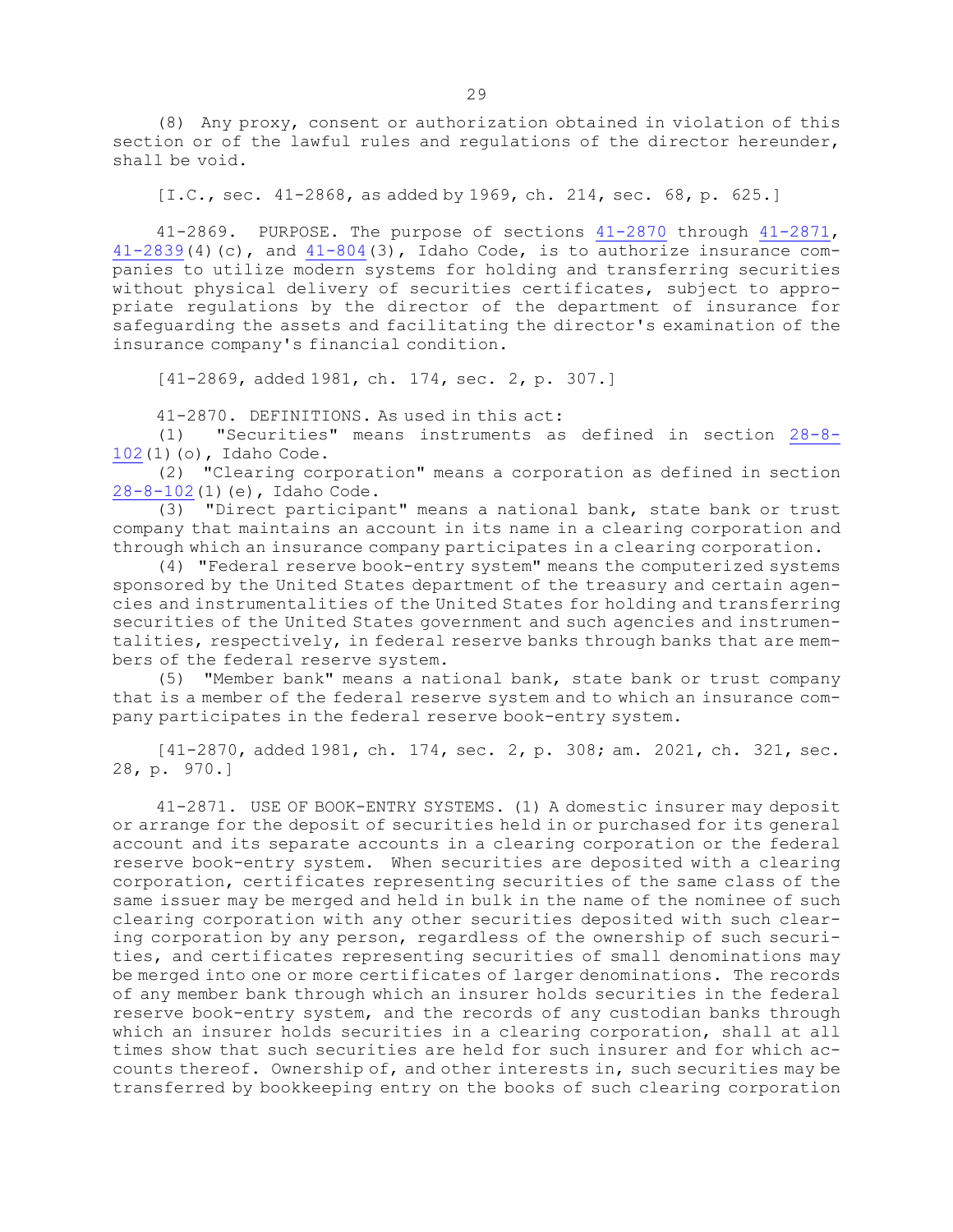(8) Any proxy, consent or authorization obtained in violation of this section or of the lawful rules and regulations of the director hereunder, shall be void.

[I.C., sec. 41-2868, as added by 1969, ch. 214, sec. 68, p. 625.]

41-2869. PURPOSE. The purpose of sections 41-2870 through 41-2871, 41-2839(4)(c), and 41-804(3), Idaho Code, is to authorize insurance companies to utilize modern systems for holding and transferring securities without physical delivery of securities certificates, subject to appropriate regulations by the director of the department of insurance for safeguarding the assets and facilitating the director's examination of the insurance company's financial condition.

[41-2869, added 1981, ch. 174, sec. 2, p. 307.]

41-2870. DEFINITIONS. As used in this act:

(1) "Securities" means instruments as defined in section 28-8-102(1)(o), Idaho Code.

(2) "Clearing corporation" means a corporation as defined in section 28-8-102(1)(e), Idaho Code.

(3) "Direct participant" means a national bank, state bank or trust company that maintains an account in its name in a clearing corporation and through which an insurance company participates in a clearing corporation.

(4) "Federal reserve book-entry system" means the computerized systems sponsored by the United States department of the treasury and certain agencies and instrumentalities of the United States for holding and transferring securities of the United States government and such agencies and instrumentalities, respectively, in federal reserve banks through banks that are members of the federal reserve system.

(5) "Member bank" means a national bank, state bank or trust company that is a member of the federal reserve system and to which an insurance company participates in the federal reserve book-entry system.

[41-2870, added 1981, ch. 174, sec. 2, p. 308; am. 2021, ch. 321, sec. 28, p. 970.]

41-2871. USE OF BOOK-ENTRY SYSTEMS. (1) A domestic insurer may deposit or arrange for the deposit of securities held in or purchased for its general account and its separate accounts in a clearing corporation or the federal reserve book-entry system. When securities are deposited with a clearing corporation, certificates representing securities of the same class of the same issuer may be merged and held in bulk in the name of the nominee of such clearing corporation with any other securities deposited with such clearing corporation by any person, regardless of the ownership of such securities, and certificates representing securities of small denominations may be merged into one or more certificates of larger denominations. The records of any member bank through which an insurer holds securities in the federal reserve book-entry system, and the records of any custodian banks through which an insurer holds securities in a clearing corporation, shall at all times show that such securities are held for such insurer and for which accounts thereof. Ownership of, and other interests in, such securities may be transferred by bookkeeping entry on the books of such clearing corporation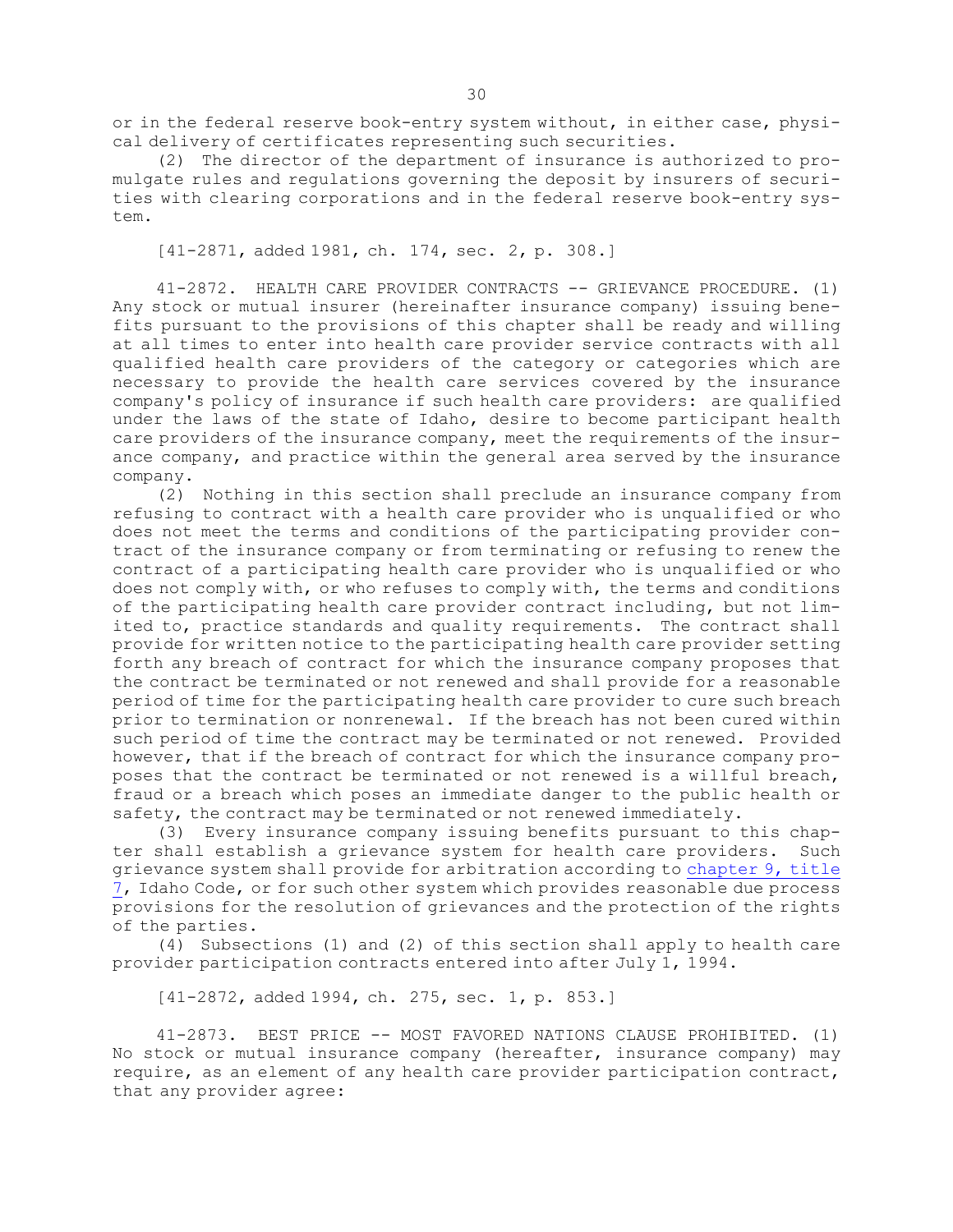or in the federal reserve book-entry system without, in either case, physical delivery of certificates representing such securities.

(2) The director of the department of insurance is authorized to promulgate rules and regulations governing the deposit by insurers of securities with clearing corporations and in the federal reserve book-entry system.

[41-2871, added 1981, ch. 174, sec. 2, p. 308.]

41-2872. HEALTH CARE PROVIDER CONTRACTS -- GRIEVANCE PROCEDURE. (1) Any stock or mutual insurer (hereinafter insurance company) issuing benefits pursuant to the provisions of this chapter shall be ready and willing at all times to enter into health care provider service contracts with all qualified health care providers of the category or categories which are necessary to provide the health care services covered by the insurance company's policy of insurance if such health care providers: are qualified under the laws of the state of Idaho, desire to become participant health care providers of the insurance company, meet the requirements of the insurance company, and practice within the general area served by the insurance company.

(2) Nothing in this section shall preclude an insurance company from refusing to contract with a health care provider who is unqualified or who does not meet the terms and conditions of the participating provider contract of the insurance company or from terminating or refusing to renew the contract of a participating health care provider who is unqualified or who does not comply with, or who refuses to comply with, the terms and conditions of the participating health care provider contract including, but not limited to, practice standards and quality requirements. The contract shall provide for written notice to the participating health care provider setting forth any breach of contract for which the insurance company proposes that the contract be terminated or not renewed and shall provide for a reasonable period of time for the participating health care provider to cure such breach prior to termination or nonrenewal. If the breach has not been cured within such period of time the contract may be terminated or not renewed. Provided however, that if the breach of contract for which the insurance company proposes that the contract be terminated or not renewed is a willful breach, fraud or a breach which poses an immediate danger to the public health or safety, the contract may be terminated or not renewed immediately.

(3) Every insurance company issuing benefits pursuant to this chapter shall establish a grievance system for health care providers. Such grievance system shall provide for arbitration according to chapter 9, title 7, Idaho Code, or for such other system which provides reasonable due process provisions for the resolution of grievances and the protection of the rights of the parties.

(4) Subsections (1) and (2) of this section shall apply to health care provider participation contracts entered into after July 1, 1994.

[41-2872, added 1994, ch. 275, sec. 1, p. 853.]

41-2873. BEST PRICE -- MOST FAVORED NATIONS CLAUSE PROHIBITED. (1) No stock or mutual insurance company (hereafter, insurance company) may require, as an element of any health care provider participation contract, that any provider agree: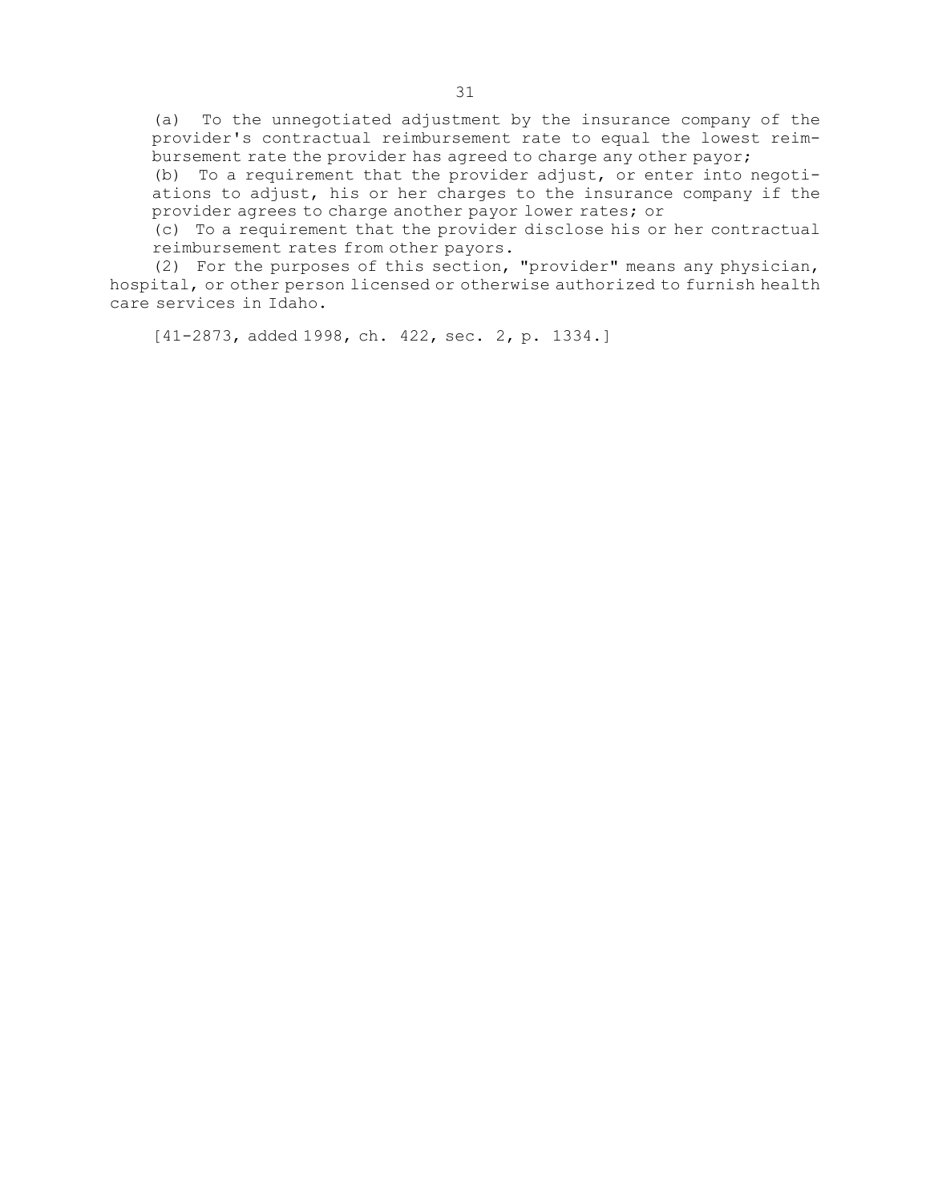(a) To the unnegotiated adjustment by the insurance company of the provider's contractual reimbursement rate to equal the lowest reimbursement rate the provider has agreed to charge any other payor;

(b) To a requirement that the provider adjust, or enter into negotiations to adjust, his or her charges to the insurance company if the provider agrees to charge another payor lower rates; or

(c) To a requirement that the provider disclose his or her contractual reimbursement rates from other payors.

(2) For the purposes of this section, "provider" means any physician, hospital, or other person licensed or otherwise authorized to furnish health care services in Idaho.

[41-2873, added 1998, ch. 422, sec. 2, p. 1334.]